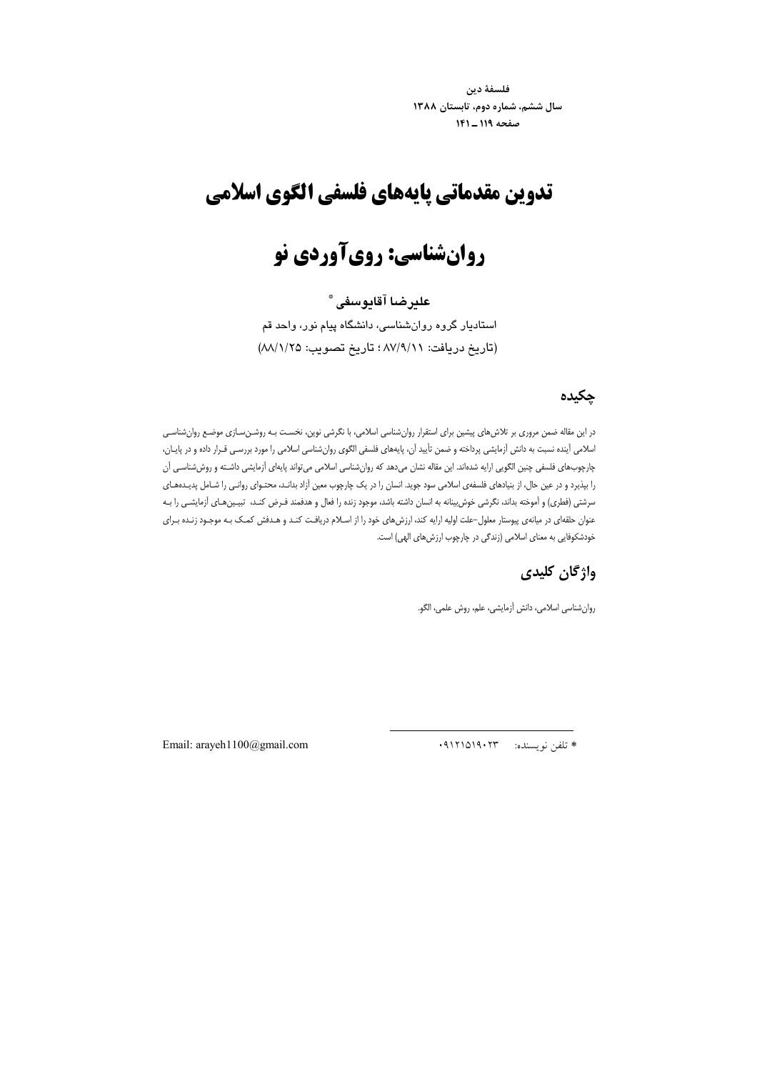# تدوین مقدماتی پایه‌های فلسفی الگوی اسلامی روان‌شناسی: روی‌آوردی نو

**علیرضا آقایوسفی** *

استادیار گروه روان‌شناسی، دانشگاه پیام نور، واحد قم

(تاریخ دریافت: ۸۷/۹/۱۱؛ تاریخ تصویب: ۸۸/۱/۲۵)

## چکیده

در این مقاله ضمن مروری بر تلاش‌های پیشین برای استقرار روان‌شناسی اسلامی، با نگرشی نوین، نخست به روشن‌سازی موضع روان‌شناسی اسلامی آینده نسبت به دانش آزمایشی پرداخته و ضمن تأیید آن، پایه‌های فلسفی الگوی روان‌شناسی اسلامی را مورد بررسی قرار داده و در پایان، چارچوب‌های فلسفی چنین الگویی ارایه شده‌اند. این مقاله نشان می‌دهد که روان‌شناسی اسلامی می‌تواند پایه‌ای آزمایشی داشته و روش‌شناسی آن را بپذیرد و در عین حال، از بنیادهای فلسفه‌ی اسلامی سود جوید. انسان را در یک چارچوب معین آزاد بداند، محتوای روانی را شامل پدیده‌های سرشتی (فطری) و آموخته بداند، نگرشی خوش‌بینانه به انسان داشته باشد، موجود زنده را فعال و هدفمند فرض کند، تبیین‌های آزمایشی را به عنوان حلقه‌ای در میانه‌ی پیوستار معلول-علت اولیه ارایه کند، ارزش‌های خود را از اسلام دریافت کند و هدفش کمک به موجود زنده برای خودشکوفایی به معنای اسلامی (زندگی در چارچوب ارزش‌های الهی) است.

## واژگان کلیدی

روان‌شناسی اسلامی، دانش آزمایشی، علم، روش علمی، الگو.

---

* تلفن نویسنده: ۰۹۱۲۱۵۱۹۰۲۳

Email: arayeh1100@gmail.com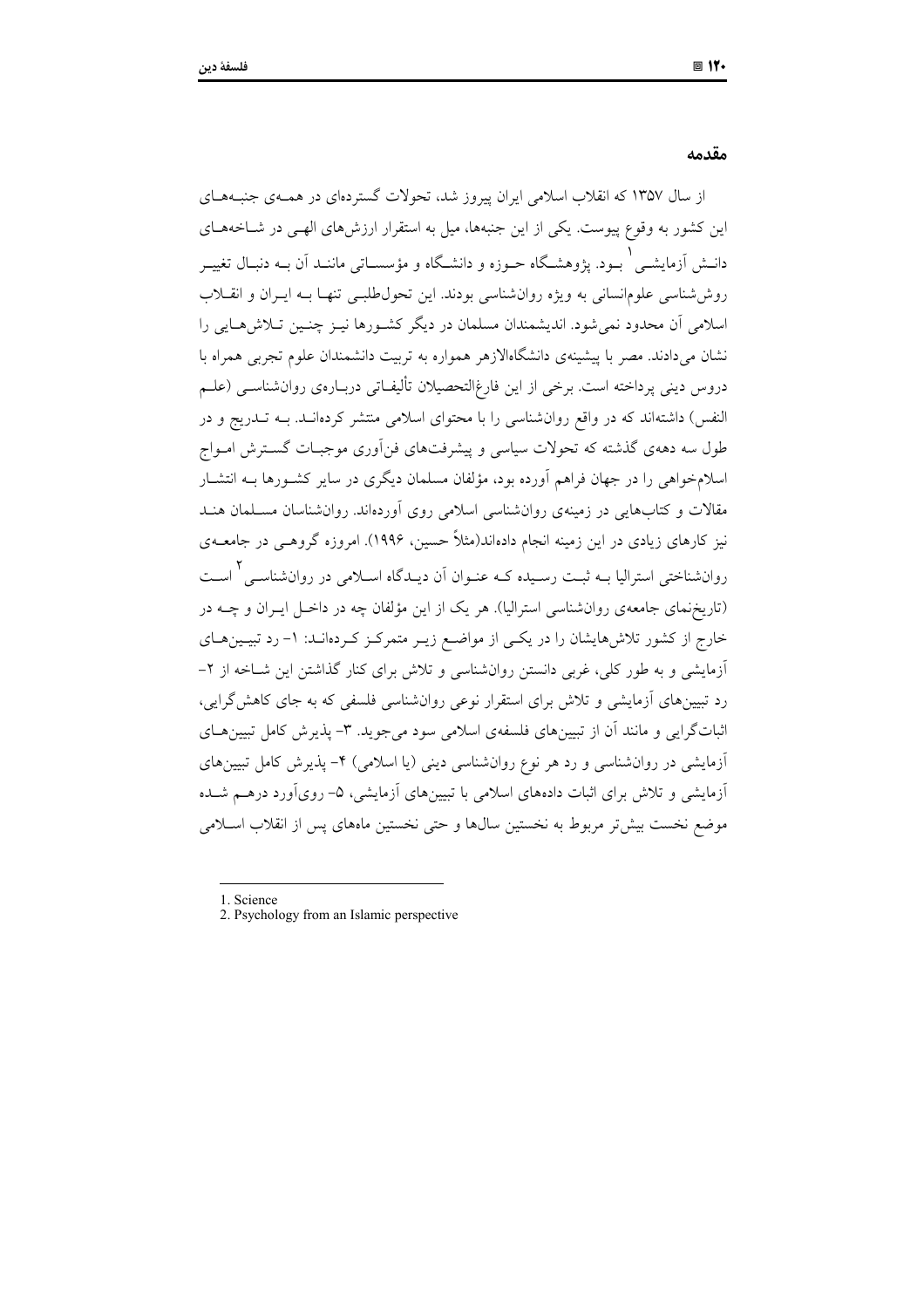## مقدمه

از سال ۱۳۵۷ که انقلاب اسلامی ایران پیروز شد، تحولات گسترده‌ای در همه‌ی جنبه‌های این کشور به وقوع پیوست. یکی از این جنبه‌ها، میل به استقرار ارزش‌های الهی در شاخه‌های دانش آزمایشی[1] بود. پژوهشگاه حوزه و دانشگاه و مؤسساتی مانند آن به دنبال تغییر روش‌شناسی علوم‌انسانی به ویژه روان‌شناسی بودند. این تحول‌طلبی تنها به ایران و انقلاب اسلامی آن محدود نمی‌شود. اندیشمندان مسلمان در دیگر کشورها نیز چنین تلاش‌هایی را نشان می‌دادند. مصر با پیشینه‌ی دانشگاه‌الازهر همواره به تربیت دانشمندان علوم تجربی همراه با دروس دینی پرداخته است. برخی از این فارغ‌التحصیلان تألیفاتی درباره‌ی روان‌شناسی (علم النفس) داشته‌اند که در واقع روان‌شناسی را با محتوای اسلامی منتشر کرده‌اند. به تدریج و در طول سه دهه‌ی گذشته که تحولات سیاسی و پیشرفت‌های فن‌آوری موجبات گسترش امواج اسلام‌خواهی را در جهان فراهم آورده بود، مؤلفان مسلمان دیگری در سایر کشورها به انتشار مقالات و کتاب‌هایی در زمینه‌ی روان‌شناسی اسلامی روی آورده‌اند. روان‌شناسان مسلمان هند نیز کارهای زیادی در این زمینه انجام داده‌اند(مثلاً حسین، ۱۹۹۶). امروزه گروهی در جامعه‌ی روان‌شناختی استرالیا به ثبت رسیده که عنوان آن دیدگاه اسلامی در روان‌شناسی[2] است (تاریخ‌نمای جامعه‌ی روان‌شناسی استرالیا). هر یک از این مؤلفان چه در داخل ایران و چه در خارج از کشور تلاش‌هایشان را در یکی از مواضع زیر متمرکز کرده‌اند: ۱- رد تبیین‌های آزمایشی و به طور کلی، غربی دانستن روان‌شناسی و تلاش برای کنار گذاشتن این شاخه از ۲- رد تبیین‌های آزمایشی و تلاش برای استقرار نوعی روان‌شناسی فلسفی که به جای کاهش‌گرایی، اثبات‌گرایی و مانند آن از تبیین‌های فلسفه‌ی اسلامی سود می‌جوید. ۳- پذیرش کامل تبیین‌های آزمایشی در روان‌شناسی و رد هر نوع روان‌شناسی دینی (یا اسلامی) ۴- پذیرش کامل تبیین‌های آزمایشی و تلاش برای اثبات داده‌های اسلامی با تبیین‌های آزمایشی، ۵- روی‌آورد درهم شده موضع نخست بیش‌تر مربوط به نخستین سال‌ها و حتی نخستین ماه‌های پس از انقلاب اسلامی

---

1. Science
2. Psychology from an Islamic perspective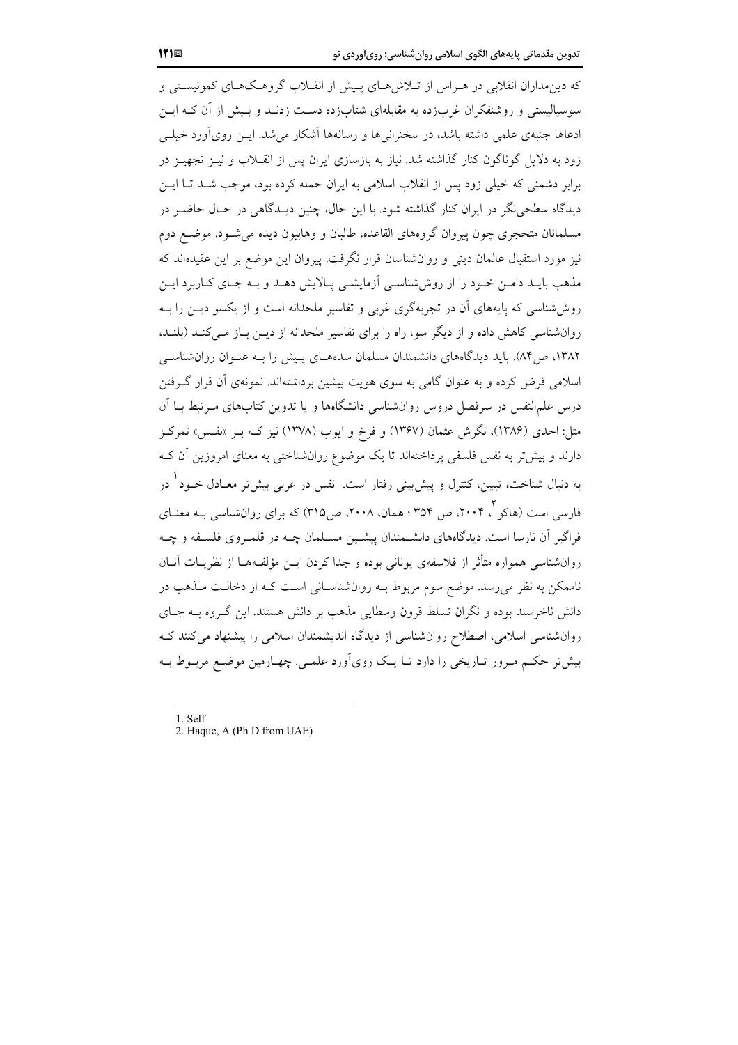که دین‌مداران انقلابی در هراس از تلاش‌های پیش از انقلاب گروهک‌های کمونیستی و سوسیالیستی و روشنفکران غرب‌زده به مقابله‌ای شتاب‌زده دست زدند و بیش از آن که این ادعاها جنبه‌ی علمی داشته باشد، در سخنرانی‌ها و رسانه‌ها آشکار می‌شد. این روی‌آورد خیلی زود به دلایل گوناگون کنار گذاشته شد. نیاز به بازسازی ایران پس از انقلاب و نیز تجهیز در برابر دشمنی که خیلی زود پس از انقلاب اسلامی به ایران حمله کرده بود، موجب شد تا این دیدگاه سطحی‌نگر در ایران کنار گذاشته شود. با این حال، چنین دیدگاهی در حال حاضر در مسلمانان متحجری چون پیروان گروه‌های القاعده، طالبان و وهابیون دیده می‌شود. موضع دوم نیز مورد استقبال عالمان دینی و روان‌شناسان قرار نگرفت. پیروان این موضع بر این عقیده‌اند که مذهب باید دامن خود را از روش‌شناسی آزمایشی پالایش دهد و به جای کاربرد این روش‌شناسی که پایه‌های آن در تجربه‌گری غربی و تفاسیر ملحدانه است و از یکسو دین را به روان‌شناسی کاهش داده و از دیگر سو، راه را برای تفاسیر ملحدانه از دین باز می‌کند (بلند، ۱۳۸۲، ص۸۴). باید دیدگاه‌های دانشمندان مسلمان سده‌های پیش را به عنوان روان‌شناسی اسلامی فرض کرده و به عنوان گامی به سوی هویت پیشین برداشته‌اند. نمونه‌ی آن قرار گرفتن درس علم‌النفس در سرفصل دروس روان‌شناسی دانشگاه‌ها و یا تدوین کتاب‌های مرتبط با آن مثل: احدی (۱۳۸۶)، نگرش عثمان (۱۳۶۷) و فرخ و ایوب (۱۳۷۸) نیز که بر «نفس» تمرکز دارند و بیش‌تر به نفس فلسفی پرداخته‌اند تا یک موضوع روان‌شناختی به معنای امروزین آن که به دنبال شناخت، تبیین، کنترل و پیش‌بینی رفتار است. نفس در عربی بیش‌تر معادل خود[1] در فارسی است (هاکو[2]، ۲۰۰۴، ص ۳۵۴ ؛ همان، ۲۰۰۸، ص۳۱۵) که برای روان‌شناسی به معنای فراگیر آن نارسا است. دیدگاه‌های دانشمندان پیشین مسلمان چه در قلمروی فلسفه و چه روان‌شناسی همواره متأثر از فلاسفه‌ی یونانی بوده و جدا کردن این مؤلفه‌ها از نظریات آنان ناممکن به نظر می‌رسد. موضع سوم مربوط به روان‌شناسانی است که از دخالت مذهب در دانش ناخرسند بوده و نگران تسلط قرون وسطایی مذهب بر دانش هستند. این گروه به جای روان‌شناسی اسلامی، اصطلاح روان‌شناسی از دیدگاه اندیشمندان اسلامی را پیشنهاد می‌کنند که بیش‌تر حکم مرور تاریخی را دارد تا یک روی‌آورد علمی. چهارمین موضع مربوط به

---

1. Self
2. Haque, A (Ph D from UAE)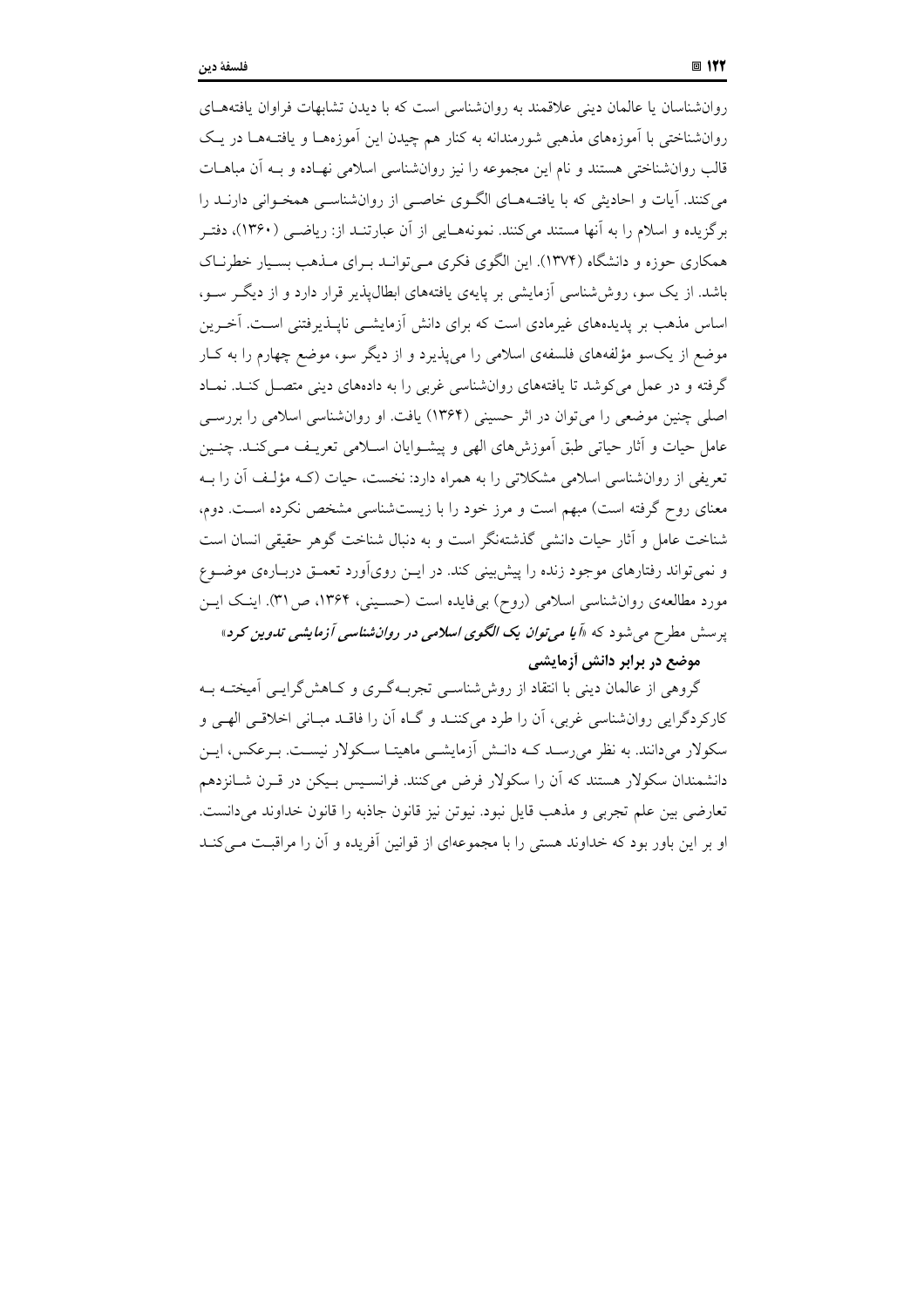روان‌شناسان یا عالمان دینی علاقمند به روان‌شناسی است که با دیدن تشابهات فراوان یافته‌های روان‌شناختی با آموزه‌های مذهبی شورمندانه به کنار هم چیدن این آموزه‌ها و یافته‌ها در یک قالب روان‌شناختی هستند و نام این مجموعه را نیز روان‌شناسی اسلامی نهاده و به آن مباهات می‌کنند. آیات و احادیثی که با یافته‌های الگوی خاصی از روان‌شناسی همخوانی دارند را برگزیده و اسلام را به آنها مستند می‌کنند. نمونه‌هایی از آن عبارتند از: ریاضی (۱۳۶۰)، دفتر همکاری حوزه و دانشگاه (۱۳۷۴). این الگوی فکری می‌تواند برای مذهب بسیار خطرناک باشد. از یک سو، روش‌شناسی آزمایشی بر پایه‌ی یافته‌های ابطال‌پذیر قرار دارد و از دیگر سو، اساس مذهب بر پدیده‌های غیرمادی است که برای دانش آزمایشی ناپذیرفتنی است. آخرین موضع از یک‌سو مؤلفه‌های فلسفه‌ی اسلامی را می‌پذیرد و از دیگر سو، موضع چهارم را به کار گرفته و در عمل می‌کوشد تا یافته‌های روان‌شناسی غربی را به داده‌های دینی متصل کند. نماد اصلی چنین موضعی را می‌توان در اثر حسینی (۱۳۶۴) یافت. او روان‌شناسی اسلامی را بررسی عامل حیات و آثار حیاتی طبق آموزش‌های الهی و پیشوایان اسلامی تعریف می‌کند. چنین تعریفی از روان‌شناسی اسلامی مشکلاتی را به همراه دارد: نخست، حیات (که مؤلف آن را به معنای روح گرفته است) مبهم است و مرز خود را با زیست‌شناسی مشخص نکرده است. دوم، شناخت عامل و آثار حیات دانشی گذشته‌نگر است و به دنبال شناخت گوهر حقیقی انسان است و نمی‌تواند رفتارهای موجود زنده را پیش‌بینی کند. در این رویآورد تعمق درباره‌ی موضوع مورد مطالعه‌ی روان‌شناسی اسلامی (روح) بی‌فایده است (حسینی، ۱۳۶۴، ص۳۱). اینک این پرسش مطرح می‌شود که «***آیا می‌توان یک الگوی اسلامی در روان‌شناسی آزمایشی تدوین کرد***»

## موضع در برابر دانش آزمایشی

گروهی از عالمان دینی با انتقاد از روش‌شناسی تجربه‌گری و کاهش‌گرایی آمیخته به کارکردگرایی روان‌شناسی غربی، آن را طرد می‌کنند و گاه آن را فاقد مبانی اخلاقی الهی و سکولار می‌دانند. به نظر می‌رسد که دانش آزمایشی ماهیتا سکولار نیست. برعکس، این دانشمندان سکولار هستند که آن را سکولار فرض می‌کنند. فرانسیس بیکن در قرن شانزدهم تعارضی بین علم تجربی و مذهب قایل نبود. نیوتن نیز قانون جاذبه را قانون خداوند می‌دانست. او بر این باور بود که خداوند هستی را با مجموعه‌ای از قوانین آفریده و آن را مراقبت می‌کند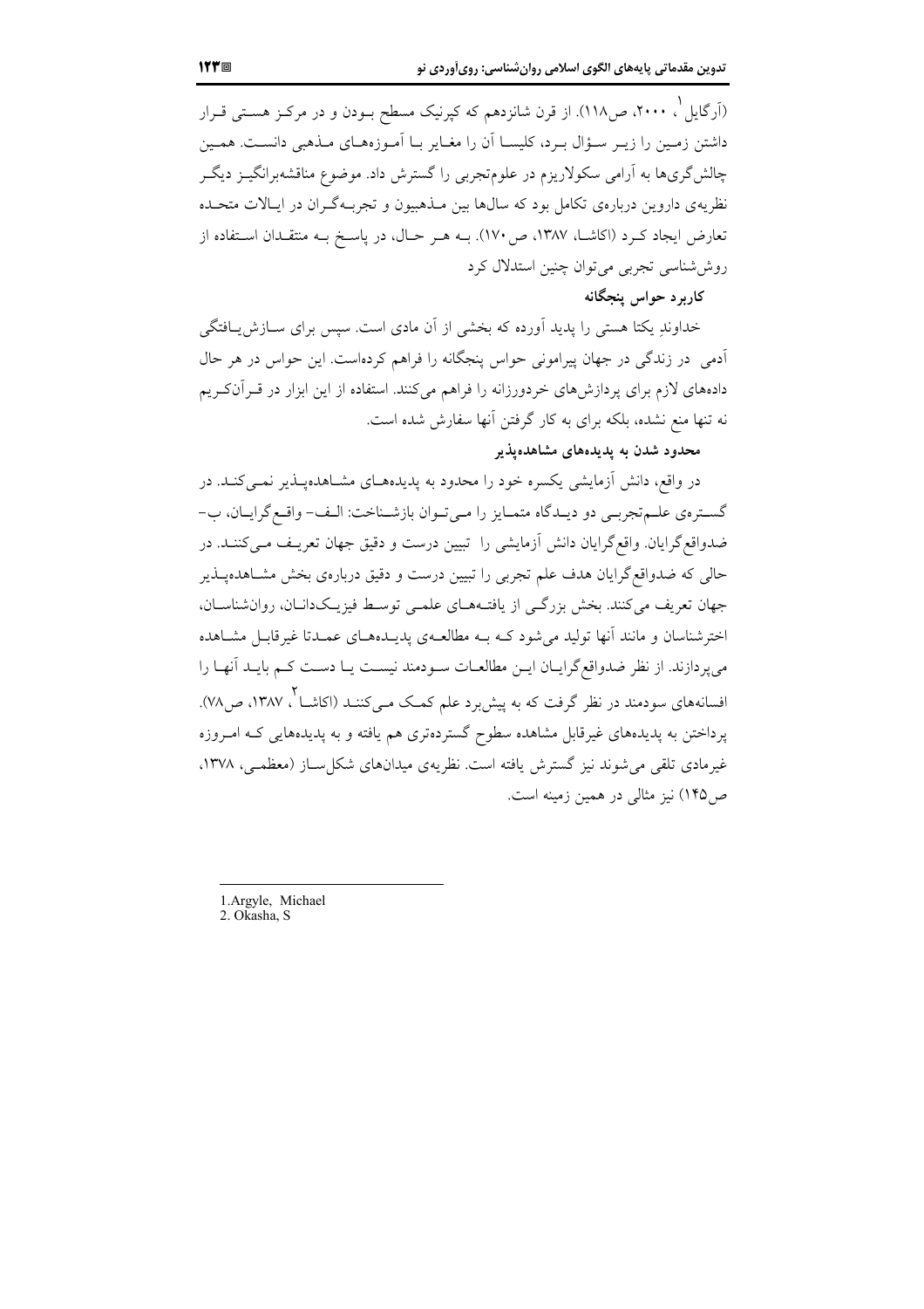(آرگایل [1]، ۲۰۰۰، ص۱۱۸). از قرن شانزدهم که کپرنیک مسطح بودن و در مرکز هستی قرار داشتن زمین را زیر سؤال برد، کلیسا آن را مغایر با آموزه‌های مذهبی دانست. همین چالش‌گری‌ها به آرامی سکولاریزم در علوم‌تجربی را گسترش داد. موضوع مناقشه‌برانگیز دیگر نظریه‌ی داروین درباره‌ی تکامل بود که سال‌ها بین مذهبیون و تجربه‌گران در ایالات متحده تعارض ایجاد کرد (اکاشا، ۱۳۸۷، ص۱۷۰). به هر حال، در پاسخ به منتقدان استفاده از روش‌شناسی تجربی می‌توان چنین استدلال کرد

**کاربرد حواس پنجگانه**

خداوندِ یکتا هستی را پدید آورده که بخشی از آن مادی است. سپس برای سازش‌یافتگی آدمی در زندگی در جهان پیرامونی حواس پنجگانه را فراهم کرده‌است. این حواس در هر حال داده‌های لازم برای پردازش‌های خردورزانه را فراهم می‌کنند. استفاده از این ابزار در قرآن‌کریم نه تنها منع نشده، بلکه برای به کار گرفتن آنها سفارش شده است.

**محدود شدن به پدیده‌های مشاهده‌پذیر**

در واقع، دانش آزمایشی یکسره خود را محدود به پدیده‌های مشاهده‌پذیر نمی‌کند. در گستره‌ی علم‌تجربی دو دیدگاه متمایز را می‌توان بازشناخت: الف- واقع‌گرایان، ب- ضدواقع‌گرایان. واقع‌گرایان دانش آزمایشی را تبیین درست و دقیق جهان تعریف می‌کنند. در حالی که ضدواقع‌گرایان هدف علم تجربی را تبیین درست و دقیق درباره‌ی بخش مشاهده‌پذیر جهان تعریف می‌کنند. بخش بزرگی از یافته‌های علمی توسط فیزیک‌دانان، روان‌شناسان، اخترشناسان و مانند آنها تولید می‌شود که به مطالعه‌ی پدیده‌های عمدتا غیرقابل مشاهده می‌پردازند. از نظر ضدواقع‌گرایان این مطالعات سودمند نیست یا دست کم باید آنها را افسانه‌های سودمند در نظر گرفت که به پیش‌برد علم کمک می‌کنند (اکاشا [2]، ۱۳۸۷، ص۷۸). پرداختن به پدیده‌های غیرقابل مشاهده سطوح گسترده‌تری هم یافته و به پدیده‌هایی که امروزه غیرمادی تلقی می‌شوند نیز گسترش یافته است. نظریه‌ی میدان‌های شکل‌ساز (معظمی، ۱۳۷۸، ص۱۴۵) نیز مثالی در همین زمینه است.

---

1. Argyle, Michael
2. Okasha, S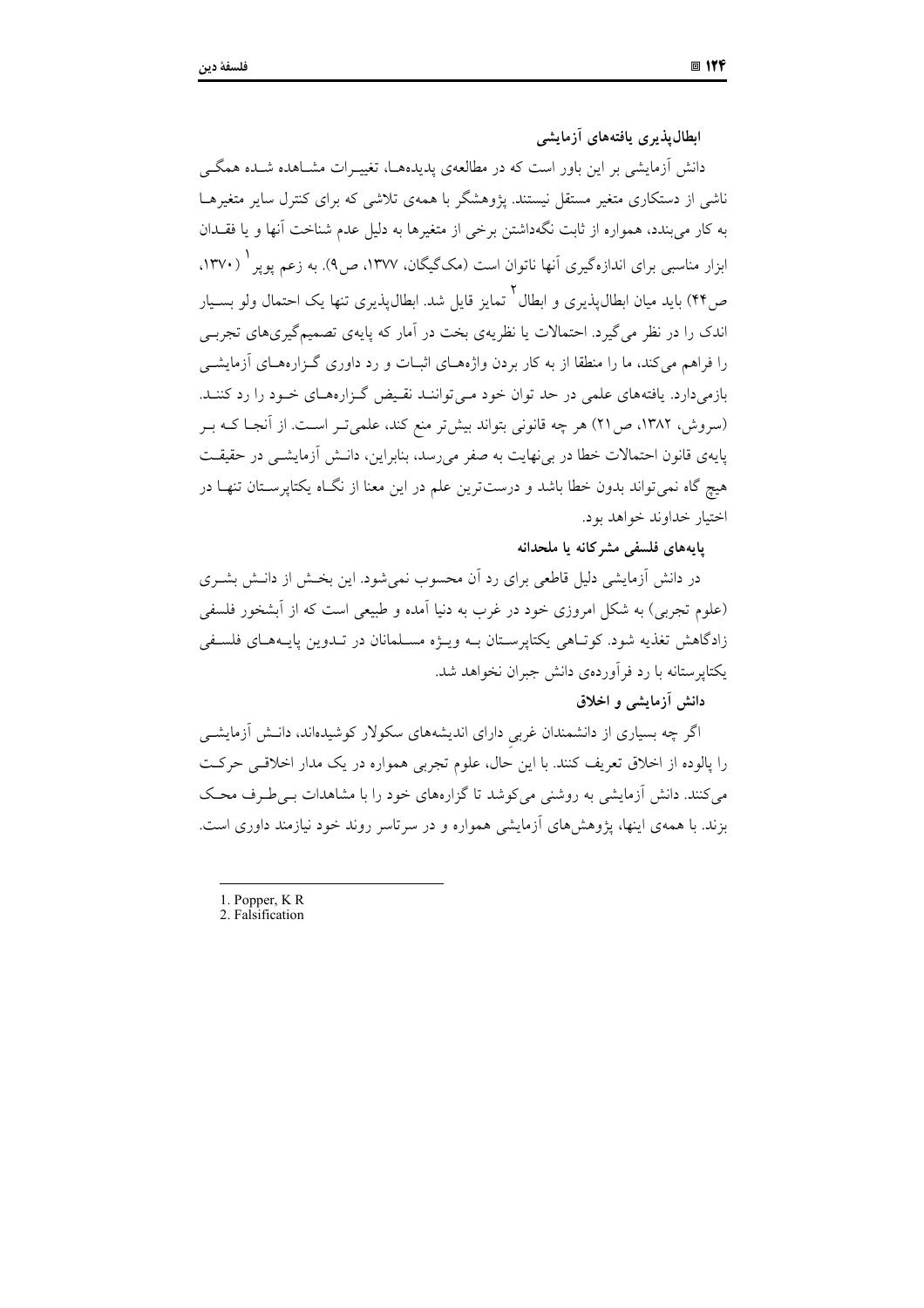### ابطال‌پذیری یافته‌های آزمایشی

دانش آزمایشی بر این باور است که در مطالعه‌ی پدیده‌ها، تغییرات مشاهده شده همگی ناشی از دستکاری متغیر مستقل نیستند. پژوهشگر با همه‌ی تلاشی که برای کنترل سایر متغیرها به کار می‌بندد، همواره از ثابت نگه‌داشتن برخی از متغیرها به دلیل عدم شناخت آنها و یا فقدان ابزار مناسبی برای اندازه‌گیری آنها ناتوان است (مک‌گیگان، ۱۳۷۷، ص۹). به زعم پوپر[1] (۱۳۷۰، ص۴۴) باید میان ابطال‌پذیری و ابطال[2] تمایز قایل شد. ابطال‌پذیری تنها یک احتمال ولو بسیار اندک را در نظر می‌گیرد. احتمالات یا نظریه‌ی بخت در آمار که پایه‌ی تصمیم‌گیری‌های تجربی را فراهم می‌کند، ما را منطقا از به کار بردن واژه‌های اثبات و رد داوری گزاره‌های آزمایشی بازمی‌دارد. یافته‌های علمی در حد توان خود می‌توانند نقیض گزاره‌های خود را رد کنند. (سروش، ۱۳۸۲، ص۲۱) هر چه قانونی بتواند بیش‌تر منع کند، علمی‌تر است. از آنجا که بر پایه‌ی قانون احتمالات خطا در بی‌نهایت به صفر می‌رسد، بنابراین، دانش آزمایشی در حقیقت هیچ گاه نمی‌تواند بدون خطا باشد و درست‌ترین علم در این معنا از نگاه یکتاپرستان تنها در اختیار خداوند خواهد بود.

### پایه‌های فلسفی مشرکانه یا ملحدانه

در دانش آزمایشی دلیل قاطعی برای رد آن محسوب نمی‌شود. این بخش از دانش بشری (علوم تجربی) به شکل امروزی خود در غرب به دنیا آمده و طبیعی است که از آبشخور فلسفی زادگاهش تغذیه شود. کوتاهی یکتاپرستان به ویژه مسلمانان در تدوین پایه‌های فلسفی یکتاپرستانه با رد فرآورده‌ی دانش جبران نخواهد شد.

### دانش آزمایشی و اخلاق

اگر چه بسیاری از دانشمندان غربیِ دارای اندیشه‌های سکولار کوشیده‌اند، دانش آزمایشی را پالوده از اخلاق تعریف کنند. با این حال، علوم تجربی همواره در یک مدار اخلاقی حرکت می‌کنند. دانش آزمایشی به روشنی می‌کوشد تا گزاره‌های خود را با مشاهدات بی‌طرف محک بزند. با همه‌ی اینها، پژوهش‌های آزمایشی همواره و در سرتاسر روند خود نیازمند داوری است.

---

1. Popper, K R
2. Falsification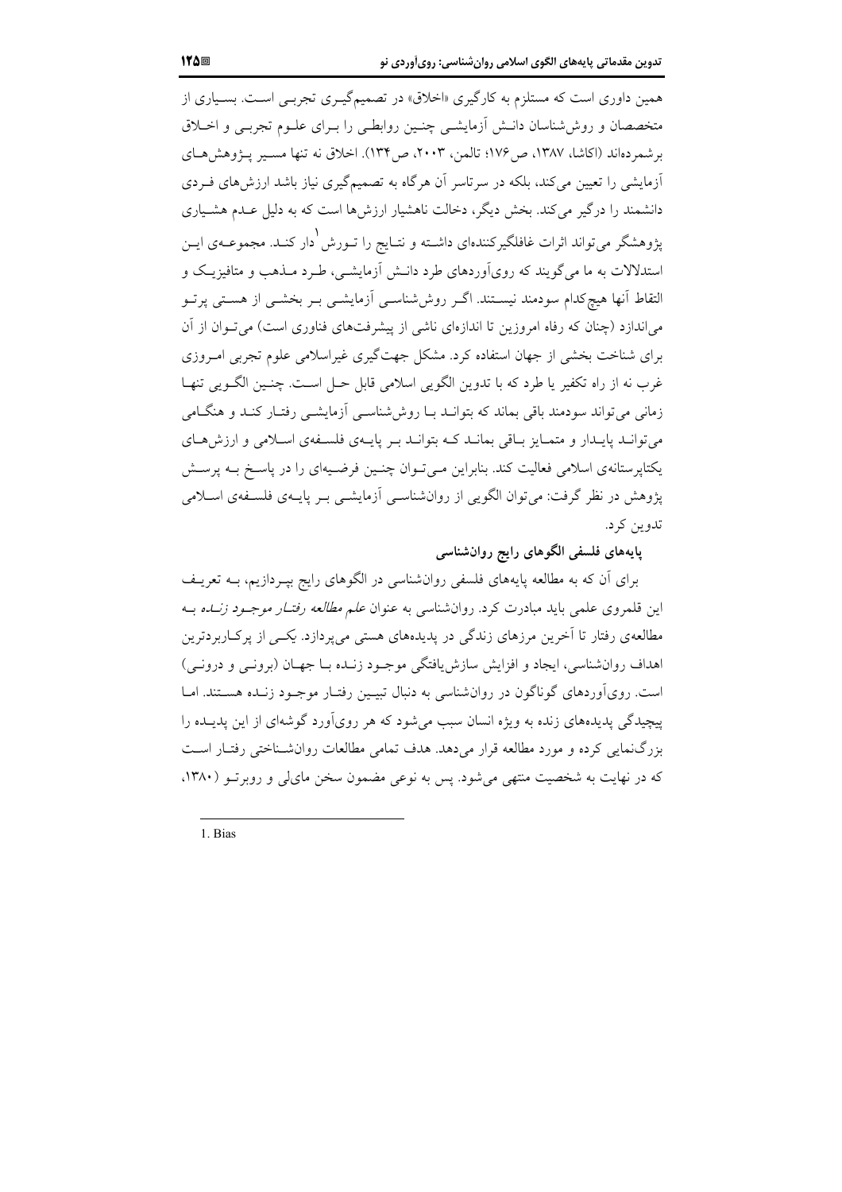همین داوری است که مستلزم به کارگیری «اخلاق» در تصمیم‌گیری تجربی است. بسیاری از متخصصان و روش‌شناسان دانش آزمایشی چنین روابطی را برای علوم تجربی و اخلاق برشمرده‌اند (اکاشا، ۱۳۸۷، ص۱۷۶؛ تالمن، ۲۰۰۳، ص۱۳۴). اخلاق نه تنها مسیر پژوهش‌های آزمایشی را تعیین می‌کند، بلکه در سرتاسر آن هرگاه به تصمیم‌گیری نیاز باشد ارزش‌های فردی دانشمند را درگیر می‌کند. بخش دیگر، دخالت ناهشیار ارزش‌ها است که به دلیل عدم هشیاری پژوهشگر می‌تواند اثرات غافلگیرکننده‌ای داشته و نتایج را تورش[1]دار کند. مجموعه‌ی این استدلالات به ما می‌گویند که رویآوردهای طرد دانش آزمایشی، طرد مذهب و متافیزیک و التقاط آنها هیچ‌کدام سودمند نیستند. اگر روش‌شناسی آزمایشی بر بخشی از هستی پرتو می‌اندازد (چنان که رفاه امروزین تا اندازه‌ای ناشی از پیشرفت‌های فناوری است) می‌توان از آن برای شناخت بخشی از جهان استفاده کرد. مشکل جهت‌گیری غیراسلامی علوم تجربی امروزی غرب نه از راه تکفیر یا طرد که با تدوین الگویی اسلامی قابل حل است. چنین الگویی تنها زمانی می‌تواند سودمند باقی بماند که بتواند با روش‌شناسی آزمایشی رفتار کند و هنگامی می‌تواند پایدار و متمایز باقی بماند که بتواند بر پایه‌ی فلسفه‌ی اسلامی و ارزش‌های یکتاپرستانه‌ی اسلامی فعالیت کند. بنابراین می‌توان چنین فرضیه‌ای را در پاسخ به پرسش پژوهش در نظر گرفت: می‌توان الگویی از روان‌شناسی آزمایشی بر پایه‌ی فلسفه‌ی اسلامی تدوین کرد.

### پایه‌های فلسفی الگوهای رایج روان‌شناسی

برای آن که به مطالعه پایه‌های فلسفی روان‌شناسی در الگوهای رایج بپردازیم، به تعریف این قلمروی علمی باید مبادرت کرد. روان‌شناسی به عنوان *علم مطالعه رفتار موجود زنده* به مطالعه‌ی رفتار تا آخرین مرزهای زندگی در پدیده‌های هستی می‌پردازد. یکی از پرکاربردترین اهداف روان‌شناسی، ایجاد و افزایش سازش‌یافتگی موجود زنده با جهان (برونی و درونی) است. رویآوردهای گوناگون در روان‌شناسی به دنبال تبیین رفتار موجود زنده هستند. اما پیچیدگی پدیده‌های زنده به ویژه انسان سبب می‌شود که هر رویآورد گوشه‌ای از این پدیده را بزرگ‌نمایی کرده و مورد مطالعه قرار می‌دهد. هدف تمامی مطالعات روان‌شناختی رفتار است که در نهایت به شخصیت منتهی می‌شود. پس به نوعی مضمون سخن مای‌لی و روبرتو (۱۳۸۰،

---

1. Bias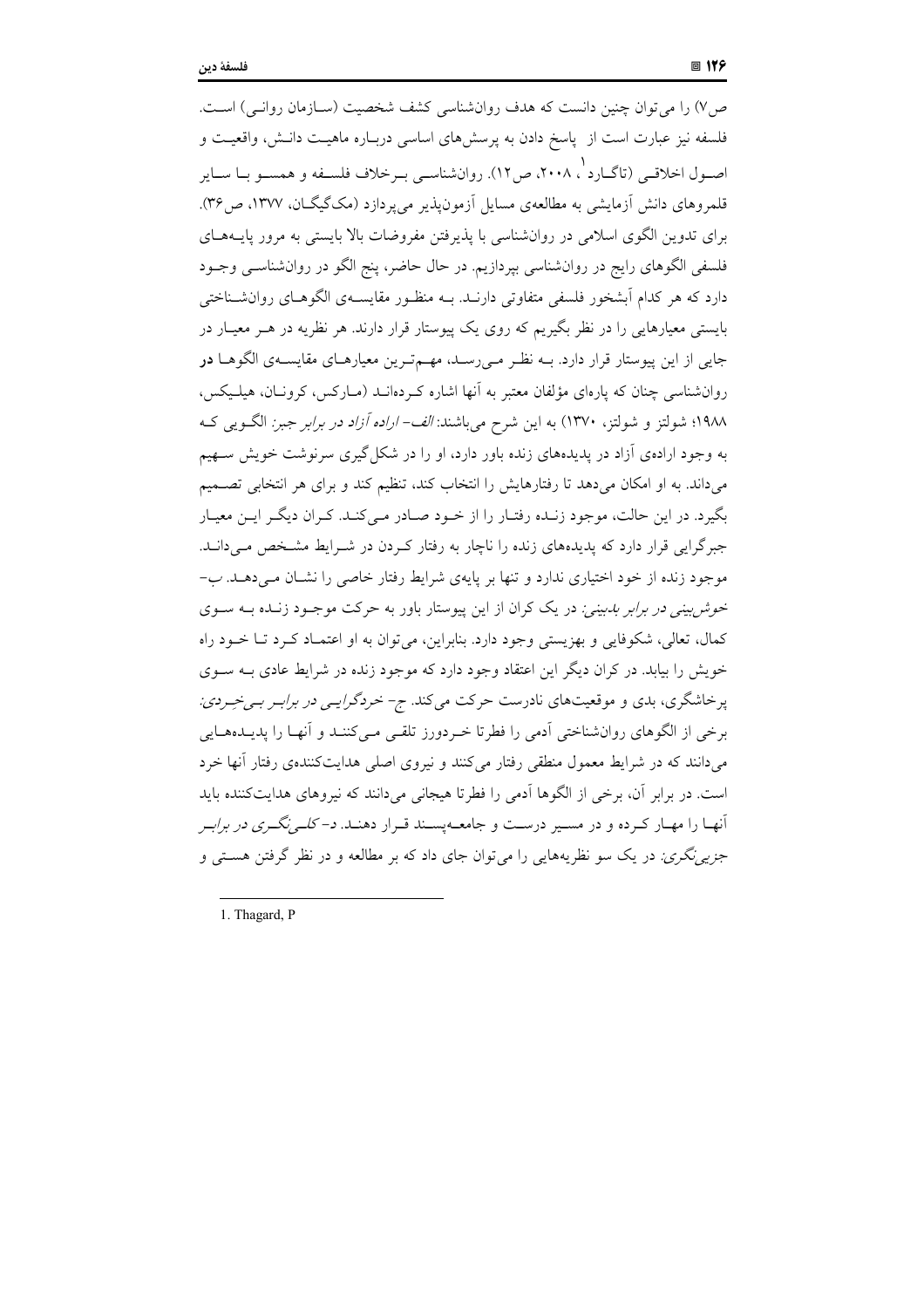ص۷) را می‌توان چنین دانست که هدف روان‌شناسی کشف شخصیت (سازمان روانی) است. فلسفه نیز عبارت است از پاسخ دادن به پرسش‌های اساسی درباره ماهیت دانش، واقعیت و اصول اخلاقی (تاگارد[1]، ۲۰۰۸، ص۱۲). روان‌شناسی برخلاف فلسفه و همسو با سایر قلمروهای دانش آزمایشی به مطالعه‌ی مسایل آزمون‌پذیر می‌پردازد (مک‌گیگان، ۱۳۷۷، ص۳۶). برای تدوین الگوی اسلامی در روان‌شناسی با پذیرفتن مفروضات بالا بایستی به مرور پایه‌های فلسفی الگوهای رایج در روان‌شناسی بپردازیم. در حال حاضر، پنج الگو در روان‌شناسی وجود دارد که هر کدام آبشخور فلسفی متفاوتی دارند. به منظور مقایسه‌ی الگوهای روان‌شناختی بایستی معیارهایی را در نظر بگیریم که روی یک پیوستار قرار دارند. هر نظریه در هر معیار در جایی از این پیوستار قرار دارد. به نظر می‌رسد، مهم‌ترین معیارهای مقایسه‌ی الگوها **در** روان‌شناسی چنان که پاره‌ای مؤلفان معتبر به آنها اشاره کرده‌اند (مارکس، کرونان، هیلیکس، ۱۹۸۸؛ شولتز و شولتز، ۱۳۷۰) به این شرح می‌باشند: *الف- اراده آزاد در برابر جبر:* الگویی که به وجود اراده‌ی آزاد در پدیده‌های زنده باور دارد، او را در شکل‌گیری سرنوشت خویش سهیم می‌داند. به او امکان می‌دهد تا رفتارهایش را انتخاب کند، تنظیم کند و برای هر انتخابی تصمیم بگیرد. در این حالت، موجود زنده رفتار را از خود صادر می‌کند. کران دیگر این معیار جبرگرایی قرار دارد که پدیده‌های زنده را ناچار به رفتار کردن در شرایط مشخص می‌داند. موجود زنده از خود اختیاری ندارد و تنها بر پایه‌ی شرایط رفتار خاصی را نشان می‌دهد. *ب- خوش‌بینی در برابر بدبینی:* در یک کران از این پیوستار باور به حرکت موجود زنده به سوی کمال، تعالی، شکوفایی و بهزیستی وجود دارد. بنابراین، می‌توان به او اعتماد کرد تا خود راه خویش را بیابد. در کران دیگر این اعتقاد وجود دارد که موجود زنده در شرایط عادی به سوی پرخاشگری، بدی و موقعیت‌های نادرست حرکت می‌کند. *ج- خردگرایی در برابر بی‌خردی:* برخی از الگوهای روان‌شناختی آدمی را فطرتا خردورز تلقی می‌کنند و آنها را پدیده‌هایی می‌دانند که در شرایط معمول منطقی رفتار می‌کنند و نیروی اصلی هدایت‌کننده‌ی رفتار آنها خرد است. در برابر آن، برخی از الگوها آدمی را فطرتا هیجانی می‌دانند که نیروهای هدایت‌کننده باید آنها را مهار کرده و در مسیر درست و جامعه‌پسند قرار دهند. *د- کلی‌نگری در برابر جزیی‌نگری:* در یک سو نظریه‌هایی را می‌توان جای داد که بر مطالعه و در نظر گرفتن هستی و

---

1. Thagard, P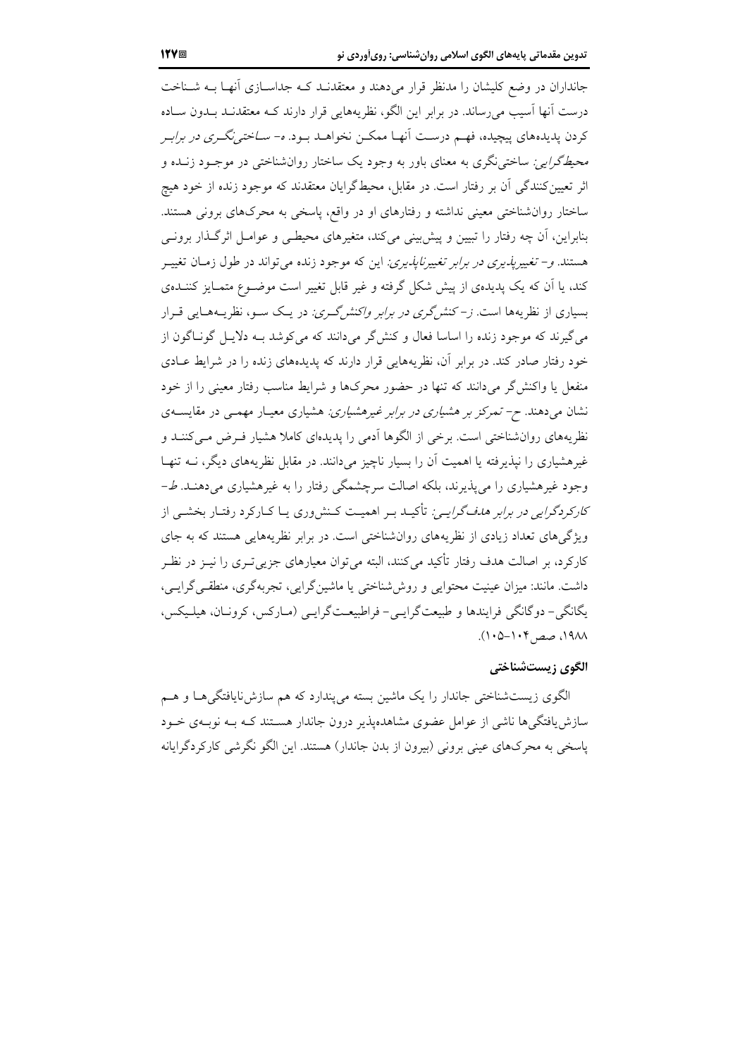جانداران در وضع کلیشان را مدنظر قرار می‌دهند و معتقدند که جداسازی آنها به شناخت درست آنها آسیب می‌رساند. در برابر این الگو، نظریه‌هایی قرار دارند که معتقدند بدون ساده کردن پدیده‌های پیچیده، فهم درست آنها ممکن نخواهد بود. ه- *ساختی‌نگری در برابر محیط‌گرایی*: ساختی‌نگری به معنای باور به وجود یک ساختار روان‌شناختی در موجود زنده و اثر تعیین‌کنندگی آن بر رفتار است. در مقابل، محیط‌گرایان معتقدند که موجود زنده از خود هیچ ساختار روان‌شناختی معینی نداشته و رفتارهای او در واقع، پاسخی به محرک‌های برونی هستند. بنابراین، آن چه رفتار را تبیین و پیش‌بینی می‌کند، متغیرهای محیطی و عوامل اثرگذار برونی هستند. و- *تغییرپذیری در برابر تغییرناپذیری*: این که موجود زنده می‌تواند در طول زمان تغییر کند، یا آن که یک پدیده‌ی از پیش شکل گرفته و غیر قابل تغییر است موضوع متمایز کننده‌ی بسیاری از نظریه‌ها است. ز- *کنش‌گری در برابر واکنش‌گری*: در یک سو، نظریه‌هایی قرار می‌گیرند که موجود زنده را اساسا فعال و کنش‌گر می‌دانند که می‌کوشد به دلایل گوناگون از خود رفتار صادر کند. در برابر آن، نظریه‌هایی قرار دارند که پدیده‌های زنده را در شرایط عادی منفعل یا واکنش‌گر می‌دانند که تنها در حضور محرک‌ها و شرایط مناسب رفتار معینی را از خود نشان می‌دهند. ح- *تمرکز بر هشیاری در برابر غیرهشیاری*: هشیاری معیار مهمی در مقایسه‌ی نظریه‌های روان‌شناختی است. برخی از الگوها آدمی را پدیده‌ای کاملا هشیار فرض می‌کنند و غیرهشیاری را نپذیرفته یا اهمیت آن را بسیار ناچیز می‌دانند. در مقابل نظریه‌های دیگر، نه تنها وجود غیرهشیاری را می‌پذیرند، بلکه اصالت سرچشمگی رفتار را به غیرهشیاری می‌دهند. ط- *کارکردگرایی در برابر هدف‌گرایی*: تأکید بر اهمیت کنش‌وری یا کارکرد رفتار بخشی از ویژگی‌های تعداد زیادی از نظریه‌های روان‌شناختی است. در برابر نظریه‌هایی هستند که به جای کارکرد، بر اصالت هدف رفتار تأکید می‌کنند، البته می‌توان معیارهای جزیی‌تری را نیز در نظر داشت. مانند: میزان عینیت محتوایی و روش‌شناختی یا ماشین‌گرایی، تجربه‌گری، منطقی‌گرایی، یگانگی- دوگانگی فرایندها و طبیعت‌گرایی- فراطبیعت‌گرایی (مارکس، کرونان، هیلیکس، ۱۹۸۸، صص ۱۰۴-۱۰۵).

## الگوی زیست‌شناختی

الگوی زیست‌شناختی جاندار را یک ماشین بسته می‌پندارد که هم سازش‌نایافتگی‌ها و هم سازش‌یافتگی‌ها ناشی از عوامل عضوی مشاهده‌پذیر درون جاندار هستند که به نوبه‌ی خود پاسخی به محرک‌های عینی برونی (بیرون از بدن جاندار) هستند. این الگو نگرشی کارکردگرایانه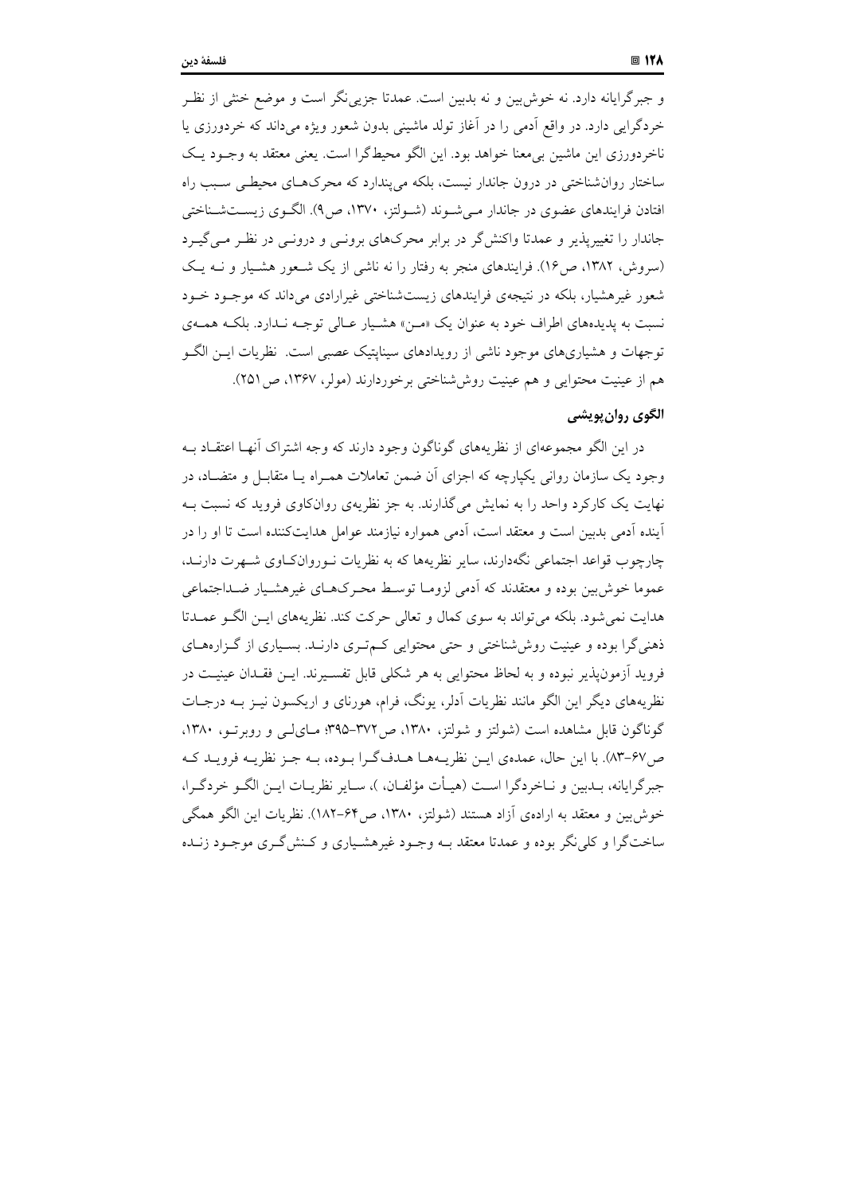و جبرگرایانه دارد. نه خوش‌بین و نه بدبین است. عمدتا جزیی‌نگر است و موضع خنثی از نظر خردگرایی دارد. در واقع آدمی را در آغاز تولد ماشینی بدون شعور ویژه می‌داند که خردورزی یا ناخردورزی این ماشین بی‌معنا خواهد بود. این الگو محیط‌گرا است. یعنی معتقد به وجود یک ساختار روان‌شناختی در درون جاندار نیست، بلکه می‌پندارد که محرک‌های محیطی سبب راه افتادن فرایندهای عضوی در جاندار می‌شوند (شولتز، ۱۳۷۰، ص۹). الگوی زیست‌شناختی جاندار را تغییرپذیر و عمدتا واکنش‌گر در برابر محرک‌های برونی و درونی در نظر می‌گیرد (سروش، ۱۳۸۲، ص۱۶). فرایندهای منجر به رفتار را نه ناشی از یک شعور هشیار و نه یک شعور غیرهشیار، بلکه در نتیجه‌ی فرایندهای زیست‌شناختی غیرارادی می‌داند که موجود خود نسبت به پدیده‌های اطراف خود به عنوان یک «من» هشیار عالی توجه ندارد. بلکه همه‌ی توجهات و هشیاری‌های موجود ناشی از رویدادهای سیناپتیک عصبی است. نظریات این الگو هم از عینیت محتوایی و هم عینیت روش‌شناختی برخوردارند (مولر، ۱۳۶۷، ص۲۵۱).

### الگوی روان‌پویشی

در این الگو مجموعه‌ای از نظریه‌های گوناگون وجود دارند که وجه اشتراک آنها اعتقاد به وجود یک سازمان روانی یکپارچه که اجزای آن ضمن تعاملات همراه یا متقابل و متضاد، در نهایت یک کارکرد واحد را به نمایش می‌گذارند. به جز نظریه‌ی روان‌کاوی فروید که نسبت به آینده آدمی بدبین است و معتقد است، آدمی همواره نیازمند عوامل هدایت‌کننده است تا او را در چارچوب قواعد اجتماعی نگه‌دارند، سایر نظریه‌ها که به نظریات نوروان‌کاوی شهرت دارند، عموما خوش‌بین بوده و معتقدند که آدمی لزوما توسط محرک‌های غیرهشیار ضداجتماعی هدایت نمی‌شود. بلکه می‌تواند به سوی کمال و تعالی حرکت کند. نظریه‌های این الگو عمدتا ذهنی‌گرا بوده و عینیت روش‌شناختی و حتی محتوایی کم‌تری دارند. بسیاری از گزاره‌های فروید آزمون‌پذیر نبوده و به لحاظ محتوایی به هر شکلی قابل تفسیرند. این فقدان عینیت در نظریه‌های دیگر این الگو مانند نظریات آدلر، یونگ، فرام، هورنای و اریکسون نیز به درجات گوناگون قابل مشاهده است (شولتز و شولتز، ۱۳۸۰، ص۳۷۲-۳۹۵؛ مای‌لی و روبرتو، ۱۳۸۰، ص۶۷-۸۳). با این حال، عمده‌ی این نظریه‌ها هدف‌گرا بوده، به جز نظریه فروید که جبرگرایانه، بدبین و ناخردگرا است (هیأت مؤلفان، )، سایر نظریات این الگو خردگرا، خوش‌بین و معتقد به اراده‌ی آزاد هستند (شولتز، ۱۳۸۰، ص۶۴-۱۸۲). نظریات این الگو همگی ساخت‌گرا و کلی‌نگر بوده و عمدتا معتقد به وجود غیرهشیاری و کنش‌گری موجود زنده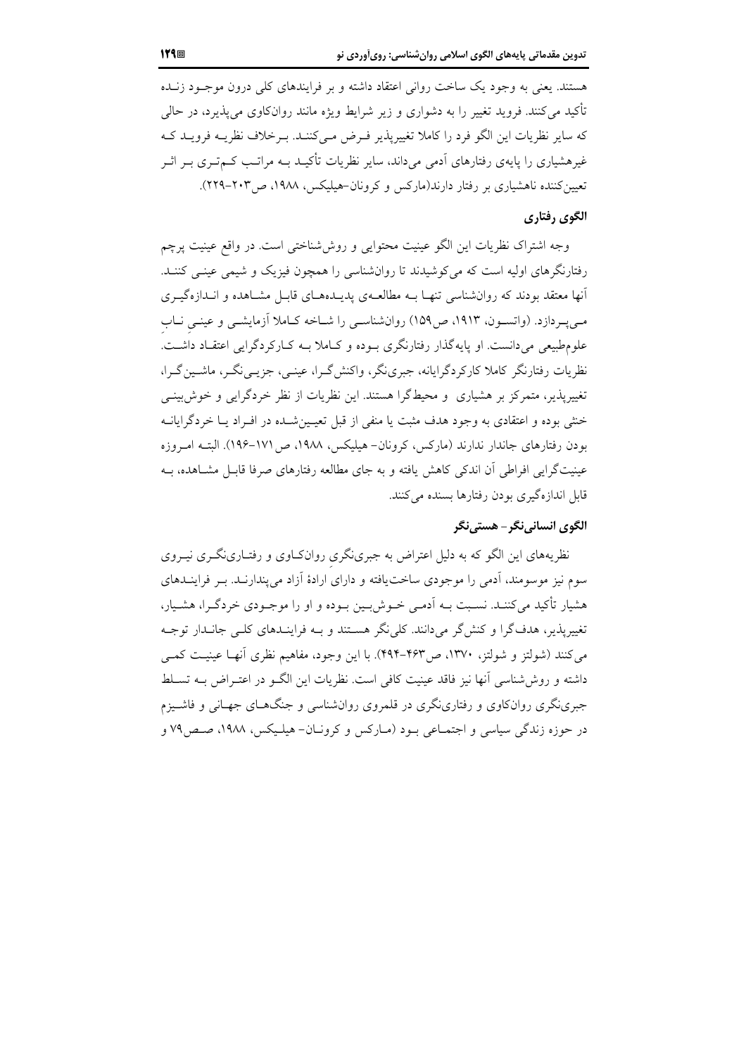هستند. یعنی به وجود یک ساخت روانی اعتقاد داشته و بر فرایندهای کلی درون موجود زنده تأکید می‌کنند. فروید تغییر را به دشواری و زیر شرایط ویژه مانند روانکاوی می‌پذیرد، در حالی که سایر نظریات این الگو فرد را کاملا تغییرپذیر فرض می‌کنند. برخلاف نظریه فروید که غیرهشیاری را پایه‌ی رفتارهای آدمی می‌داند، سایر نظریات تأکید به مراتب کم‌تری بر اثر تعیین‌کننده ناهشیاری بر رفتار دارند(مارکس و کرونان-هیلیکس، ۱۹۸۸، ص۲۰۳-۲۲۹).

## الگوی رفتاری

وجه اشتراک نظریات این الگو عینیت محتوایی و روش‌شناختی است. در واقع عینیت پرچم رفتارنگرهای اولیه است که می‌کوشیدند تا روان‌شناسی را همچون فیزیک و شیمی عینی کنند. آنها معتقد بودند که روان‌شناسی تنها به مطالعه‌ی پدیده‌های قابل مشاهده و اندازه‌گیری می‌پردازد. (واتسون، ۱۹۱۳، ص۱۵۹) روان‌شناسی را شاخه کاملا آزمایشی و عینیِ نابِ علوم‌طبیعی می‌دانست. او پایه‌گذار رفتارنگری بوده و کاملا به کارکردگرایی اعتقاد داشت. نظریات رفتارنگر کاملا کارکردگرایانه، جبری‌نگر، واکنش‌گرا، عینی، جزیی‌نگر، ماشین‌گرا، تغییرپذیر، متمرکز بر هشیاری و محیط‌گرا هستند. این نظریات از نظر خردگرایی و خوش‌بینی خنثی بوده و اعتقادی به وجود هدف مثبت یا منفی از قبل تعیین‌شده در افراد یا خردگرایانه بودن رفتارهای جاندار ندارند (مارکس، کرونان- هیلیکس، ۱۹۸۸، ص۱۷۱-۱۹۶). البته امروزه عینیت‌گرایی افراطی آن اندکی کاهش یافته و به جای مطالعه رفتارهای صرفا قابل مشاهده، به قابل اندازه‌گیری بودن رفتارها بسنده می‌کنند.

## الگوی انسانی‌نگر- هستی‌نگر

نظریه‌های این الگو که به دلیل اعتراض به جبری‌نگریِ روانکاوی و رفتاری‌نگری نیروی سوم نیز موسومند، آدمی را موجودی ساخت‌یافته و دارای ارادهٔ آزاد می‌پندارند. بر فرایندهای هشیار تأکید می‌کنند. نسبت به آدمی خوش‌بین بوده و او را موجودی خردگرا، هشیار، تغییرپذیر، هدف‌گرا و کنش‌گر می‌دانند. کلی‌نگر هستند و به فرایندهای کلی جاندار توجه می‌کنند (شولتز و شولتز، ۱۳۷۰، ص۴۶۳-۴۹۴). با این وجود، مفاهیم نظری آنها عینیت کمی داشته و روش‌شناسی آنها نیز فاقد عینیت کافی است. نظریات این الگو در اعتراض به تسلط جبری‌نگری روانکاوی و رفتاری‌نگری در قلمروی روان‌شناسی و جنگ‌های جهانی و فاشیزم در حوزه زندگی سیاسی و اجتماعی بود (مارکس و کرونان- هیلیکس، ۱۹۸۸، صص۷۹ و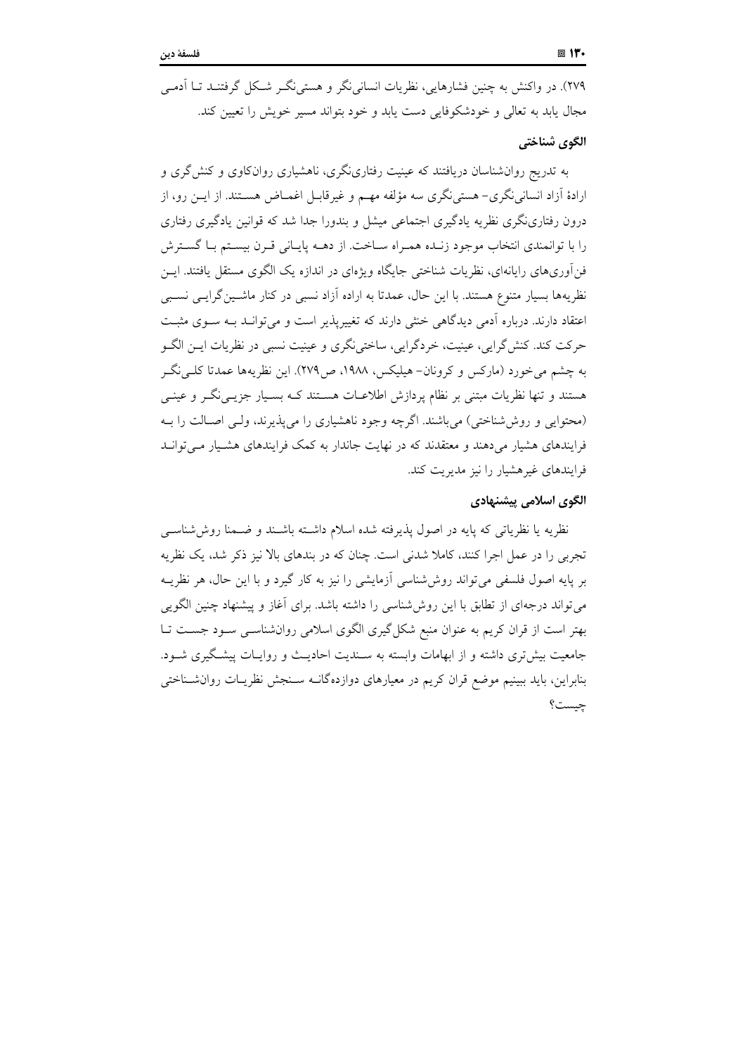۲۷۹). در واکنش به چنین فشارهایی، نظریات انسانی‌نگر و هستی‌نگر شکل گرفتند تا آدمی مجال یابد به تعالی و خودشکوفایی دست یابد و خود بتواند مسیر خویش را تعیین کند.

### الگوی شناختی

به تدریج روان‌شناسان دریافتند که عینیت رفتاری‌نگری، ناهشیاری روان‌کاوی و کنش‌گری و ارادهٔ آزاد انسانی‌نگری- هستی‌نگری سه مؤلفه مهم و غیرقابل اغماض هستند. از این رو، از درون رفتاری‌نگری نظریه یادگیری اجتماعی میشل و بندورا جدا شد که قوانین یادگیری رفتاری را با توانمندی انتخاب موجود زنده همراه ساخت. از دهه پایانی قرن بیستم با گسترش فن‌آوری‌های رایانه‌ای، نظریات شناختی جایگاه ویژه‌ای در اندازه یک الگوی مستقل یافتند. این نظریه‌ها بسیار متنوع هستند. با این حال، عمدتا به اراده آزاد نسبی در کنار ماشین‌گرایی نسبی اعتقاد دارند. درباره آدمی دیدگاهی خنثی دارند که تغییرپذیر است و می‌تواند به سوی مثبت حرکت کند. کنش‌گرایی، عینیت، خردگرایی، ساختی‌نگری و عینیت نسبی در نظریات این الگو به چشم می‌خورد (مارکس و کرونان- هیلیکس، ۱۹۸۸، ص۲۷۹). این نظریه‌ها عمدتا کلی‌نگر هستند و تنها نظریات مبتنی بر نظام پردازش اطلاعات هستند که بسیار جزیی‌نگر و عینی (محتوایی و روش‌شناختی) می‌باشند. اگرچه وجود ناهشیاری را می‌پذیرند، ولی اصالت را به فرایندهای هشیار می‌دهند و معتقدند که در نهایت جاندار به کمک فرایندهای هشیار می‌تواند فرایندهای غیرهشیار را نیز مدیریت کند.

### الگوی اسلامی پیشنهادی

نظریه یا نظریاتی که پایه در اصول پذیرفته شده اسلام داشته باشند و ضمنا روش‌شناسی تجربی را در عمل اجرا کنند، کاملا شدنی است. چنان که در بندهای بالا نیز ذکر شد، یک نظریه بر پایه اصول فلسفی می‌تواند روش‌شناسی آزمایشی را نیز به کار گیرد و با این حال، هر نظریه می‌تواند درجه‌ای از تطابق با این روش‌شناسی را داشته باشد. برای آغاز و پیشنهاد چنین الگویی بهتر است از قران کریم به عنوان منبع شکل‌گیری الگوی اسلامی روان‌شناسی سود جست تا جامعیت بیش‌تری داشته و از ابهامات وابسته به سندیت احادیث و روایات پیشگیری شود. بنابراین، باید ببینیم موضع قران کریم در معیارهای دوازده‌گانه سنجش نظریات روان‌شناختی چیست؟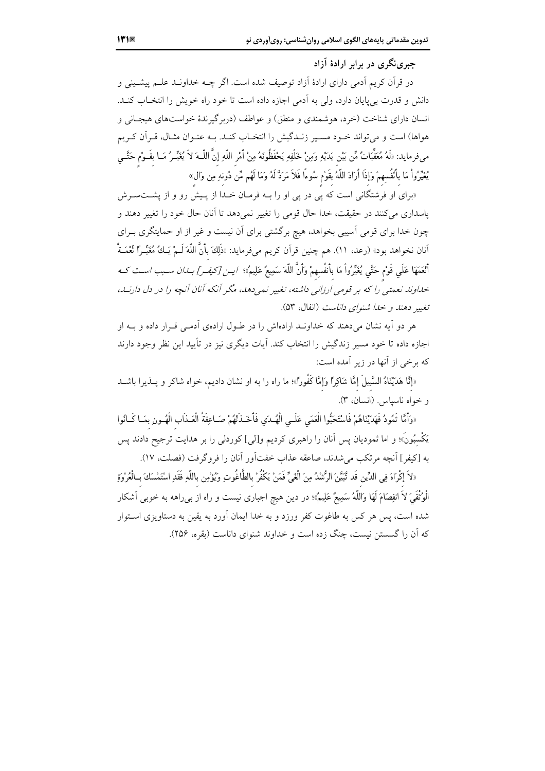### جبری‌نگری در برابر ارادهٔ آزاد

در قرآن کریم آدمی دارای ارادهٔ آزاد توصیف شده است. اگر چـه خداونـد علـم پیشـینی و دانش و قدرت بی‌پایان دارد، ولی به آدمی اجازه داده است تا خود راه خویش را انتخـاب کنـد. انسان دارای شناخت (خرد، هوشمندی و منطق) و عواطف (دربرگیرندهٔ خواست‌های هیجـانی و هواها) است و می‌تواند خـود مسـیر زنـدگیش را انتخـاب کنـد. بـه عنـوان مثـال، قـرآن کـریم می‌فرماید: «لَهُ مُعَقِّبَاتٌ مِّن بَيْنِ يَدَيْهِ وَمِنْ خَلْفِهِ يَحْفَظُونَهُ مِنْ أَمْرِ اللّهِ إِنَّ اللّهَ لاَ يُغَيِّرُ مَا بِقَوْمٍ حَتَّى يُغَيِّرُواْ مَا بِأَنْفُسِهِمْ وَإِذَا أَرَادَ اللّهُ بِقَوْمٍ سُوءاً فَلاَ مَرَدَّ لَهُ وَمَا لَهُم مِّن دُونِهِ مِن وَالٍ»

«برای او فرشتگانی است که پی در پی او را بـه فرمـان خـدا از پـیش رو و از پشـت‌سـرش پاسداری می‌کنند در حقیقت، خدا حال قومی را تغییر نمی‌دهد تا آنان حال خود را تغییر دهند و چون خدا برای قومی آسیبی بخواهد، هیچ برگشتی برای آن نیست و غیر از او حمایتگری بـرای آنان نخواهد بود» (رعد، ۱۱). هم چنین قرآن کریم می‌فرماید: «ذَلِكَ بِأَنَّ اللّهَ لَمْ يَكُ مُغَيِّرًا نِّعْمَةً أَنْعَمَهَا عَلَى قَوْمٍ حَتَّى يُغَيِّرُواْ مَا بِأَنْفُسِهِمْ وَأَنَّ اللّهَ سَمِيعٌ عَلِيمٌ»؛ *ایـن [کیفـر] بـدان سـبب اسـت کـه خداوند نعمتی را که بر قومی ارزانی داشته، تغییر نمی‌دهد، مگر آنکه آنان آنچه را در دل دارنـد، تغییر دهند و خدا شنوای داناست* (انفال، ۵۳).

هر دو آیه نشان می‌دهند که خداونـد اراده‌اش را در طـول اراده‌ی آدمـی قـرار داده و بـه او اجازه داده تا خود مسیر زندگیش را انتخاب کند. آیات دیگری نیز در تأیید این نظر وجود دارند که برخی از آنها در زیر آمده است:

«إِنَّا هَدَيْنَاهُ السَّبِيلَ إِمَّا شَاكِرًا وَإِمَّا كَفُورًا»؛ ما راه را به او نشان دادیم، خواه شاکر و پـذیرا باشـد و خواه ناسپاس. (انسان، ۳).

«وَأَمَّا ثَمُودُ فَهَدَيْنَاهُمْ فَاسْتَحَبُّوا الْعَمَى عَلَى الْهُدَى فَأَخَذَتْهُمْ صَاعِقَةُ الْعَذَابِ الْهُونِ بِمَا كَانُوا يَكْسِبُونَ»؛ و اما ثمودیان پس آنان را راهبری کردیم و[لی] کوردلی را بر هدایت ترجیح دادند پس به [کیفر] آنچه مرتکب می‌شدند، صاعقه عذاب خفت‌آور آنان را فروگرفت (فصلت، ۱۷).

«لاَ إِكْرَاهَ فِي الدِّينِ قَد تَّبَيَّنَ الرُّشْدُ مِنَ الْغَيِّ فَمَنْ يَكْفُرْ بِالطَّاغُوتِ وَيُؤْمِن بِاللّهِ فَقَدِ اسْتَمْسَكَ بِالْعُرْوَةِ الْوُثْقَىَ لاَ انفِصَامَ لَهَا وَاللّهُ سَمِيعٌ عَلِيمٌ»؛ در دین هیچ اجباری نیست و راه از بی‌راهه به خوبی آشکار شده است، پس هر کس به طاغوت کفر ورزد و به خدا ایمان آورد به یقین به دستاویزی اسـتوار که آن را گسستن نیست، چنگ زده است و خداوند شنوای داناست (بقره، ۲۵۶).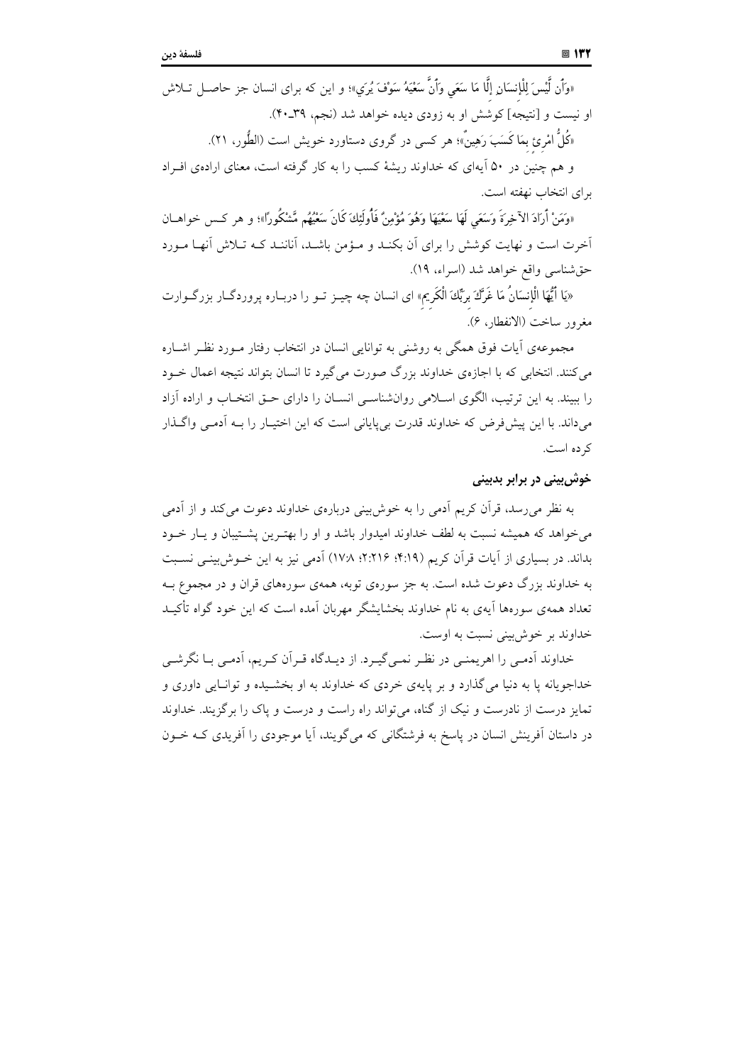«وَأَن لَّيْسَ لِلْإِنسَانِ إِلَّا مَا سَعَى وَأَنَّ سَعْيَهُ سَوْفَ يُرَى»؛ و این که برای انسان جز حاصل تلاش او نیست و [نتیجه] کوشش او به زودی دیده خواهد شد (نجم، ۳۹ـ۴۰).

«كُلُّ امْرِئٍ بِمَا كَسَبَ رَهِينٌ»؛ هر کسی در گروی دستاورد خویش است (الطّور، ۲۱).

و هم چنین در ۵۰ آیه‌ای که خداوند ریشهٔ کسب را به کار گرفته است، معنای اراده‌ی افراد برای انتخاب نهفته است.

«وَمَنْ أَرَادَ الآخِرَةَ وَسَعَى لَهَا سَعْيَهَا وَهُوَ مُؤْمِنٌ فَأُولَئِكَ كَانَ سَعْيُهُم مَّشْكُوراً»؛ و هر کس خواهان آخرت است و نهایت کوشش را برای آن بکند و مؤمن باشد، آنانند که تلاش آنها مورد حق‌شناسی واقع خواهد شد (اسراء، ۱۹).

«يَا أَيُّهَا الْإِنسَانُ مَا غَرَّكَ بِرَبِّكَ الْكَرِيمِ» ای انسان چه چیز تو را درباره پروردگار بزرگوارت مغرور ساخت (الانفطار، ۶).

مجموعه‌ی آیات فوق همگی به روشنی به توانایی انسان در انتخاب رفتار مورد نظر اشاره می‌کنند. انتخابی که با اجازه‌ی خداوند بزرگ صورت می‌گیرد تا انسان بتواند نتیجه اعمال خود را ببیند. به این ترتیب، الگوی اسلامی روان‌شناسی انسان را دارای حق انتخاب و اراده آزاد می‌داند. با این پیش‌فرض که خداوند قدرت بی‌پایانی است که این اختیار را به آدمی واگذار کرده است.

## خوش‌بینی در برابر بدبینی

به نظر می‌رسد، قرآن کریم آدمی را به خوش‌بینی درباره‌ی خداوند دعوت می‌کند و از آدمی می‌خواهد که همیشه نسبت به لطف خداوند امیدوار باشد و او را بهترین پشتیبان و یار خود بداند. در بسیاری از آیات قرآن کریم (۴:۱۹؛ ۲:۲۱۶؛ ۱۷:۸) آدمی نیز به این خوش‌بینی نسبت به خداوند بزرگ دعوت شده است. به جز سوره‌ی توبه، همه‌ی سوره‌های قران و در مجموع به تعداد همه‌ی سوره‌ها آیه‌ی به نام خداوند بخشایشگر مهربان آمده است که این خود گواه تأکید خداوند بر خوش‌بینی نسبت به اوست.

خداوند آدمی را اهریمنی در نظر نمی‌گیرد. از دیدگاه قرآن کریم، آدمی با نگرشی خداجویانه پا به دنیا می‌گذارد و بر پایه‌ی خردی که خداوند به او بخشیده و توانایی داوری و تمایز درست از نادرست و نیک از گناه، می‌تواند راه راست و درست و پاک را برگزیند. خداوند در داستان آفرینش انسان در پاسخ به فرشتگانی که می‌گویند، آیا موجودی را آفریدی که خون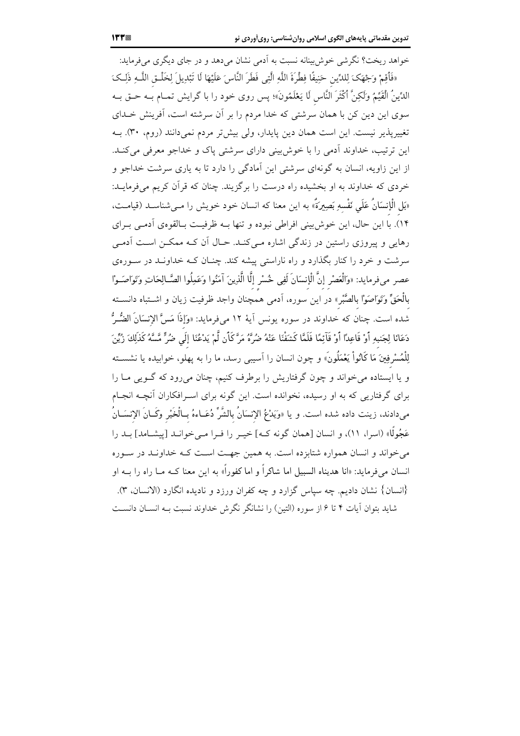خواهد ریخت؟ نگرشی خوش‌بینانه نسبت به آدمی نشان می‌دهد و در جای دیگری می‌فرماید: «فَأَقِمْ وَجْهَكَ لِلدِّينِ حَنِيفًا فِطْرَةَ اللَّهِ الَّتِي فَطَرَ النَّاسَ عَلَيْهَا لَا تَبْدِيلَ لِخَلْقِ اللَّهِ ذَلِكَ الدِّينُ الْقَيِّمُ وَلَكِنَّ أَكْثَرَ النَّاسِ لَا يَعْلَمُونَ»؛ پس روی خود را با گرایش تمام بـه حـق بـه سوی این دین کن با همان سرشتی که خدا مردم را بر آن سرشته است، آفرینش خـدای تغییرپذیر نیست. این است همان دین پایدار، ولی بیش‌تر مردم نمی‌دانند (روم، ۳۰). بـه این ترتیب، خداوند آدمی را با خوش‌بینی دارای سرشتی پاک و خداجو معرفی می‌کنـد. از این زاویه، انسان به گونه‌ای سرشتی این آمادگی را دارد تا به یاری سرشت خداجو و خردی که خداوند به او بخشیده راه درست را برگزیند. چنان که قرآن کریم می‌فرمایـد: «بَلِ الْإِنسَانُ عَلَى نَفْسِهِ بَصِيرَةٌ» به این معنا که انسان خود خویش را مـی‌شناسـد (قیامـت، ۱۴). با این حال، این خوش‌بینی افراطی نبوده و تنها بـه ظرفیـت بـالقوه‌ی آدمـی بـرای رهایی و پیروزی راستین در زندگی اشاره مـی‌کنـد. حـال آن کـه ممکـن اسـت آدمـی سرشت و خرد را کنار بگذارد و راه ناراستی پیشه کند. چنـان کـه خداونـد در سـوره‌ی عصر می‌فرماید: «وَالْعَصْرِ إِنَّ الْإِنسَانَ لَفِي خُسْرٍ إِلَّا الَّذِينَ آمَنُوا وَعَمِلُوا الصَّالِحَاتِ وَتَوَاصَوْا بِالْحَقِّ وَتَوَاصَوْا بِالصَّبْرِ» در این سوره، آدمی همچنان واجد ظرفیت زیان و اشـتباه دانسـته شده است. چنان که خداوند در سوره یونس آیهٔ ۱۲ می‌فرماید: «وَإِذَا مَسَّ الإِنسَانَ الضُّرُّ دَعَانَا لِجَنبِهِ أَوْ قَاعِدًا أَوْ قَآئِمًا فَلَمَّا كَشَفْنَا عَنْهُ ضُرَّهُ مَرَّ كَأَن لَّمْ يَدْعُنَا إِلَى ضُرٍّ مَّسَّهُ كَذَلِكَ زُيِّنَ لِلْمُسْرِفِينَ مَا كَانُواْ يَعْمَلُونَ» و چون انسان را آسیبی رسد، ما را به پهلو، خوابیده یا نشسـته و یا ایستاده می‌خواند و چون گرفتاریش را برطرف کنیم، چنان می‌رود که گـویی مـا را برای گرفتاریی که به او رسیده، نخوانده است. این گونه برای اسـرافکاران آنچـه انجـام می‌دادند، زینت داده شده است. و یا «وَيَدْعُ الإِنسَانُ بِالشَّرِّ دُعَـاءهُ بِـالْخَيْرِ وَكَـانَ الإِنسَـانُ عَجُولًا» (اسرا، ۱۱)، و انسان [همان گونه کـه] خیـر را فـرا مـی‌خوانـد [پیشـامد] بـد را می‌خواند و انسان همواره شتابزده است. به همین جهـت اسـت کـه خداونـد در سـوره انسان می‌فرماید: «انا هديناه السبيل اما شاكراً و اما كفوراً» به این معنا کـه مـا راه را بـه او {انسان} نشان دادیم. چه سپاس گزارد و چه کفران ورزد و نادیده انگارد (الانسان، ۳). شاید بتوان آیات ۴ تا ۶ از سوره (التین) را نشانگر نگرش خداوند نسبت بـه انسـان دانسـت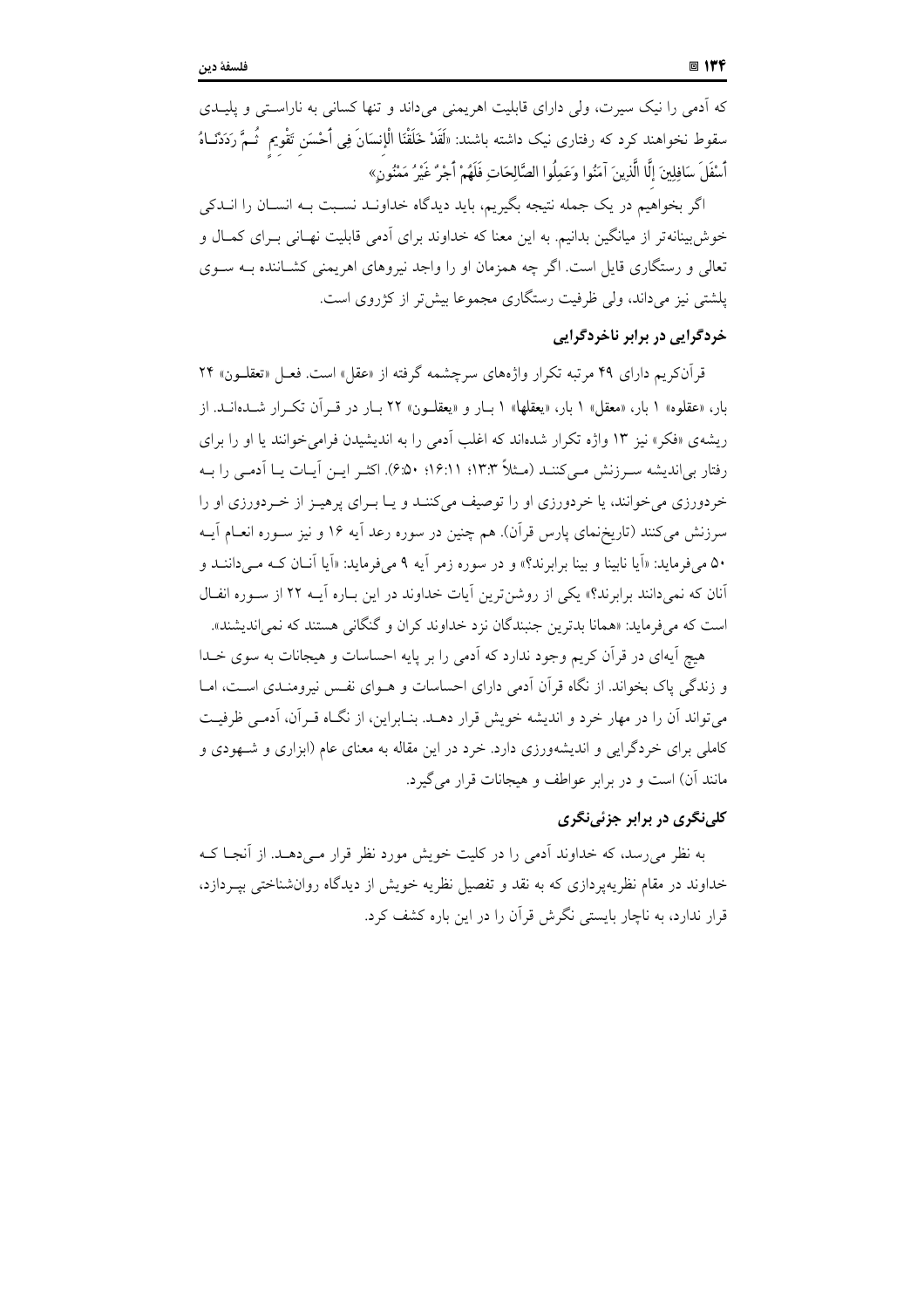که آدمی را نیک سیرت، ولی دارای قابلیت اهریمنی می‌داند و تنها کسانی به ناراستی و پلیدی سقوط نخواهند کرد که رفتاری نیک داشته باشند: «لَقَدْ خَلَقْنَا الْإِنسَانَ فِي أَحْسَنِ تَقْوِيمٍ ثُمَّ رَدَدْنَاهُ أَسْفَلَ سَافِلِينَ إِلَّا الَّذِينَ آمَنُوا وَعَمِلُوا الصَّالِحَاتِ فَلَهُمْ أَجْرٌ غَيْرُ مَمْنُونٍ»

اگر بخواهیم در یک جمله نتیجه بگیریم، باید دیدگاه خداوند نسبت به انسان را اندکی خوش‌بینانه‌تر از میانگین بدانیم. به این معنا که خداوند برای آدمی قابلیت نهانی برای کمال و تعالی و رستگاری قایل است. اگر چه همزمان او را واجد نیروهای اهریمنی کشاننده به سوی پلشتی نیز می‌داند، ولی ظرفیت رستگاری مجموعا بیش‌تر از کژروی است.

### خردگرایی در برابر ناخردگرایی

قرآن‌کریم دارای ۴۹ مرتبه تکرار واژه‌های سرچشمه گرفته از «عقل» است. فعل «تعقلون» ۲۴ بار، «عقلوه» ۱ بار، «معقل» ۱ بار، «یعقلها» ۱ بار و «یعقلون» ۲۲ بار در قرآن تکرار شده‌اند. از ریشه‌ی «فکر» نیز ۱۳ واژه تکرار شده‌اند که اغلب آدمی را به اندیشیدن فرامی‌خوانند یا او را برای رفتار بی‌اندیشه سرزنش می‌کنند (مثلاً ۱۳:۳؛ ۱۶:۱۱؛ ۶:۵۰). اکثر این آیات یا آدمی را به خردورزی می‌خوانند، یا خردورزی او را توصیف می‌کنند و یا برای پرهیز از خردورزی او را سرزنش می‌کنند (تاریخ‌نمای پارس قرآن). هم چنین در سوره رعد آیه ۱۶ و نیز سوره انعام آیه ۵۰ می‌فرماید: «آیا نابینا و بینا برابرند؟» و در سوره زمر آیه ۹ می‌فرماید: «آیا آنان که می‌دانند و آنان که نمی‌دانند برابرند؟» یکی از روشن‌ترین آیات خداوند در این باره آیه ۲۲ از سوره انفال است که می‌فرماید: «همانا بدترین جنبندگان نزد خداوند کران و گنگانی هستند که نمی‌اندیشند».

هیچ آیه‌ای در قرآن کریم وجود ندارد که آدمی را بر پایه احساسات و هیجانات به سوی خدا و زندگی پاک بخواند. از نگاه قرآن آدمی دارای احساسات و هوای نفس نیرومندی است، اما می‌تواند آن را در مهار خرد و اندیشه خویش قرار دهد. بنابراین، از نگاه قرآن، آدمی ظرفیت کاملی برای خردگرایی و اندیشه‌ورزی دارد. خرد در این مقاله به معنای عام (ابزاری و شهودی و مانند آن) است و در برابر عواطف و هیجانات قرار می‌گیرد.

### کلی‌نگری در برابر جزئی‌نگری

به نظر می‌رسد، که خداوند آدمی را در کلیت خویش مورد نظر قرار می‌دهد. از آنجا که خداوند در مقام نظریه‌پردازی که به نقد و تفصیل نظریه خویش از دیدگاه روان‌شناختی بپردازد، قرار ندارد، به ناچار بایستی نگرش قرآن را در این باره کشف کرد.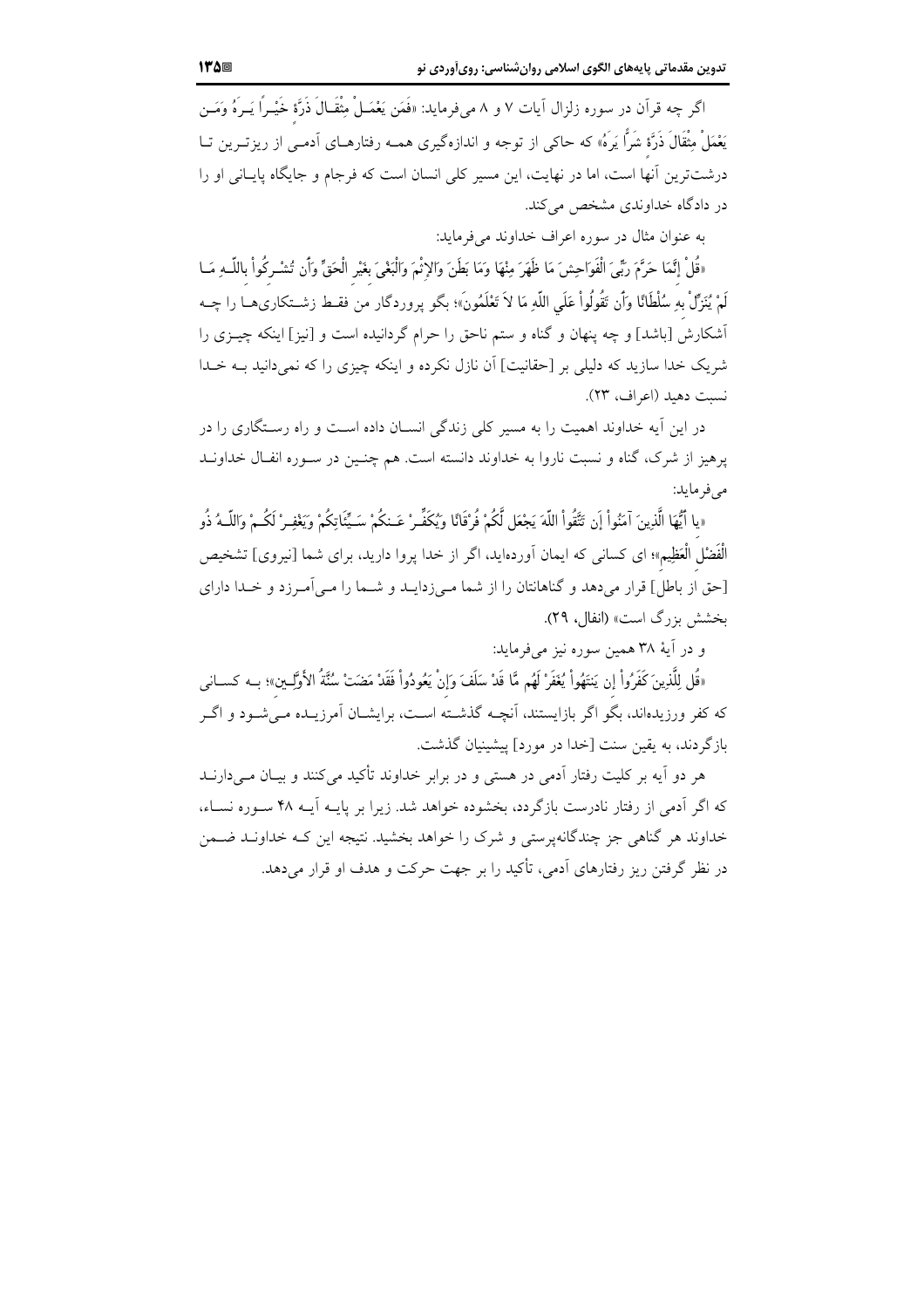اگر چه قرآن در سوره زلزال آیات ۷ و ۸ می‌فرماید: «فَمَن يَعْمَلْ مِثْقَالَ ذَرَّةٍ خَيْراً يَرَهُ وَمَن يَعْمَلْ مِثْقَالَ ذَرَّةٍ شَرّاً يَرَهُ» که حاکی از توجه و اندازه‌گیری همه رفتارهای آدمی از ریزترین تا درشت‌ترین آنها است، اما در نهایت، این مسیر کلی انسان است که فرجام و جایگاه پایانی او را در دادگاه خداوندی مشخص می‌کند.

به عنوان مثال در سوره اعراف خداوند می‌فرماید:

«قُلْ إِنَّمَا حَرَّمَ رَبِّيَ الْفَوَاحِشَ مَا ظَهَرَ مِنْهَا وَمَا بَطَنَ وَالإِثْمَ وَالْبَغْيَ بِغَيْرِ الْحَقِّ وَأَن تُشْرِكُواْ بِاللّهِ مَا لَمْ يُنَزِّلْ بِهِ سُلْطَانًا وَأَن تَقُولُواْ عَلَى اللّهِ مَا لاَ تَعْلَمُونَ»؛ بگو پروردگار من فقط زشتکاری‌ها را چه آشکارش [باشد] و چه پنهان و گناه و ستم ناحق را حرام گردانیده است و [نیز] اینکه چیزی را شریک خدا سازید که دلیلی بر [حقانیت] آن نازل نکرده و اینکه چیزی را که نمی‌دانید به خدا نسبت دهید (اعراف، ۲۳).

در این آیه خداوند اهمیت را به مسیر کلی زندگی انسان داده است و راه رستگاری را در پرهیز از شرک، گناه و نسبت ناروا به خداوند دانسته است. هم چنین در سوره انفال خداوند می‌فرماید:

«يا أَيُّهَا الَّذِينَ آمَنُواْ إَن تَتَّقُواْ اللّهَ يَجْعَل لَّكُمْ فُرْقَانًا وَيُكَفِّرْ عَنكُمْ سَيِّئَاتِكُمْ وَيَغْفِرْ لَكُمْ وَاللّهُ ذُو الْفَضْلِ الْعَظِيمِ»؛ ای کسانی که ایمان آورده‌اید، اگر از خدا پروا دارید، برای شما [نیروی] تشخیص [حق از باطل] قرار می‌دهد و گناهانتان را از شما می‌زداید و شما را می‌آمرزد و خدا دارای بخشش بزرگ است» (انفال، ۲۹).

و در آیهٔ ۳۸ همین سوره نیز می‌فرماید:

«قُل لِلَّذِينَ كَفَرُواْ إِن يَنتَهُواْ يُغَفَرْ لَهُم مَّا قَدْ سَلَفَ وَإِنْ يَعُودُواْ فَقَدْ مَضَتْ سُنَّةُ الأَوَّلِينِ»؛ به کسانی که کفر ورزیده‌اند، بگو اگر بازایستند، آنچه گذشته است، برایشان آمرزیده می‌شود و اگر بازگردند، به یقین سنت [خدا در مورد] پیشینیان گذشت.

هر دو آیه بر کلیت رفتار آدمی در هستی و در برابر خداوند تأکید می‌کنند و بیان می‌دارند که اگر آدمی از رفتار نادرست بازگردد، بخشوده خواهد شد. زیرا بر پایه آیه ۴۸ سوره نساء، خداوند هر گناهی جز چندگانه‌پرستی و شرک را خواهد بخشید. نتیجه این که خداوند ضمن در نظر گرفتن ریز رفتارهای آدمی، تأکید را بر جهت حرکت و هدف او قرار می‌دهد.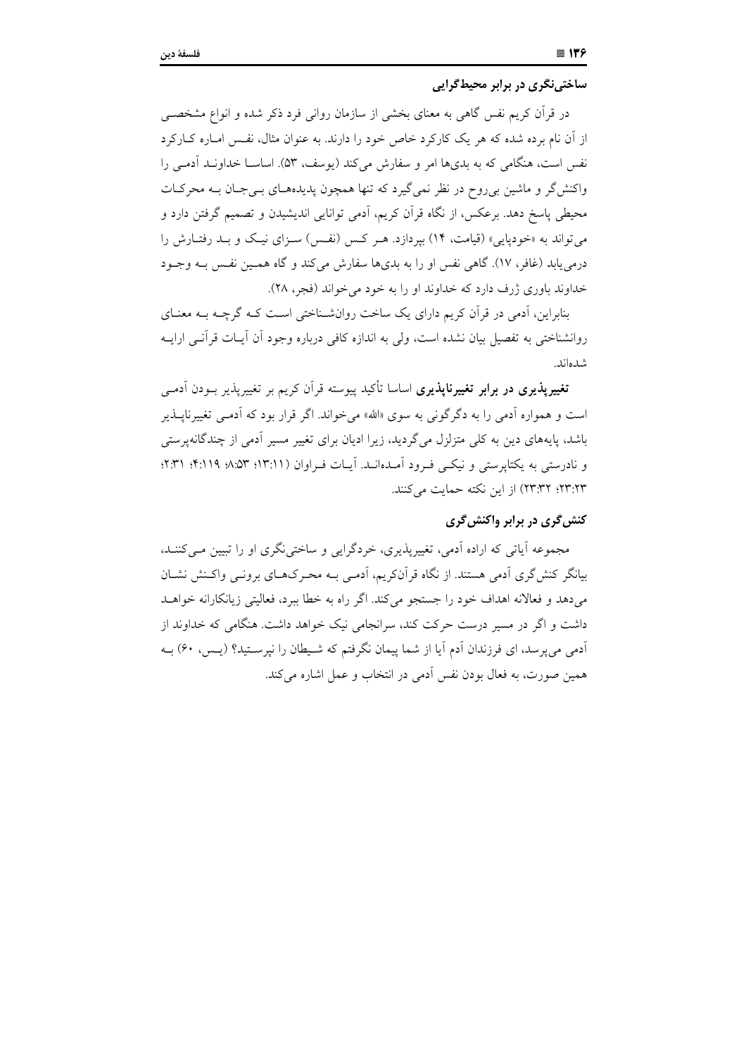### ساختی‌نگری در برابر محیط‌گرایی

در قرآن کریم نفس گاهی به معنای بخشی از سازمان روانی فرد ذکر شده و انواع مشخصی از آن نام برده شده که هر یک کارکرد خاص خود را دارند. به عنوان مثال، نفس اماره کارکرد نفس است، هنگامی که به بدی‌ها امر و سفارش می‌کند (یوسف، ۵۳). اساسا خداوند آدمی را واکنش‌گر و ماشین بی‌روح در نظر نمی‌گیرد که تنها همچون پدیده‌های بی‌جان به محرکات محیطی پاسخ دهد. برعکس، از نگاه قرآن کریم، آدمی توانایی اندیشیدن و تصمیم گرفتن دارد و می‌تواند به «خودپایی» (قیامت، ۱۴) بپردازد. هر کس (نفس) سزای نیک و بد رفتارش را درمی‌یابد (غافر، ۱۷). گاهی نفس او را به بدی‌ها سفارش می‌کند و گاه همین نفس به وجود خداوند باوری ژرف دارد که خداوند او را به خود می‌خواند (فجر، ۲۸).

بنابراین، آدمی در قرآن کریم دارای یک ساخت روان‌شناختی است که گرچه به معنای روانشناختی به تفصیل بیان نشده است، ولی به اندازه کافی درباره وجود آن آیات قرآنی ارایه شده‌اند.

**تغییرپذیری در برابر تغییرناپذیری** اساسا تأکید پیوسته قرآن کریم بر تغییرپذیر بودن آدمی است و همواره آدمی را به دگرگونی به سوی «الله» می‌خواند. اگر قرار بود که آدمی تغییرناپذیر باشد، پایه‌های دین به کلی متزلزل می‌گردید، زیرا ادیان برای تغییر مسیر آدمی از چندگانه‌پرستی و نادرستی به یکتاپرستی و نیکی فرود آمده‌اند. آیات فراوان (۱۳:۱۱؛ ۸:۵۳؛ ۴:۱۱۹؛ ۲:۳۱؛ ۲۳:۲۳؛ ۲۳:۳۲) از این نکته حمایت می‌کنند.

### کنش‌گری در برابر واکنش‌گری

مجموعه آیاتی که اراده آدمی، تغییرپذیری، خردگرایی و ساختی‌نگری او را تبیین می‌کنند، بیانگر کنش‌گری آدمی هستند. از نگاه قرآن‌کریم، آدمی به محرک‌های برونی واکنش نشان می‌دهد و فعالانه اهداف خود را جستجو می‌کند. اگر راه به خطا ببرد، فعالیتی زیانکارانه خواهد داشت و اگر در مسیر درست حرکت کند، سرانجامی نیک خواهد داشت. هنگامی که خداوند از آدمی می‌پرسد، ای فرزندان آدم آیا از شما پیمان نگرفتم که شیطان را نپرستید؟ (یس، ۶۰) به همین صورت، به فعال بودن نفس آدمی در انتخاب و عمل اشاره می‌کند.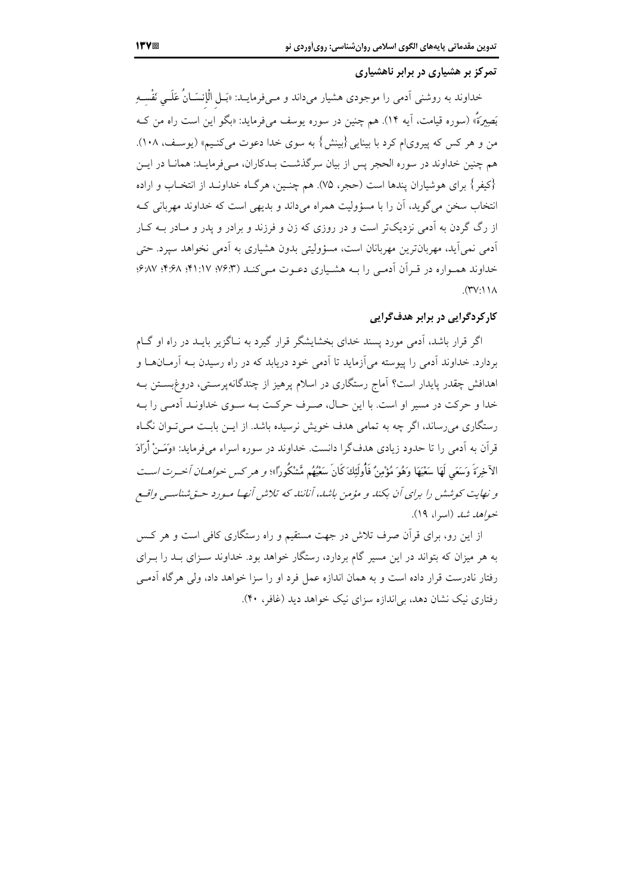## تمرکز بر هشیاری در برابر ناهشیاری

خداوند به روشنی آدمی را موجودی هشیار می‌داند و می‌فرماید: «بَلِ الْإِنسَانُ عَلَى نَفْسِهِ بَصِيرَةٌ» (سوره قیامت، آیه ۱۴). هم چنین در سوره یوسف می‌فرماید: «بگو این است راه من که من و هر کس که پیروی‌ام کرد با بینایی {بینش} به سوی خدا دعوت می‌کنیم» (یوسف، ۱۰۸). هم چنین خداوند در سوره الحجر پس از بیان سرگذشت بدکاران، می‌فرماید: همانا در این {کیفر} برای هوشیاران پندها است (حجر، ۷۵). هم چنین، هرگاه خداوند از انتخاب و اراده انتخاب سخن می‌گوید، آن را با مسؤولیت همراه می‌داند و بدیهی است که خداوند مهربانی که از رگ گردن به آدمی نزدیک‌تر است و در روزی که زن و فرزند و برادر و پدر و مادر به کار آدمی نمی‌آید، مهربان‌ترین مهربانان است، مسؤولیتی بدون هشیاری به آدمی نخواهد سپرد. حتی خداوند همواره در قرآن آدمی را به هشیاری دعوت می‌کند (۷۶:۳؛ ۴۱:۱۷؛ ۴:۶۸؛ ۶:۸۷؛ ۳۷:۱۱۸).

## کارکردگرایی در برابر هدف‌گرایی

اگر قرار باشد، آدمی مورد پسند خدای بخشایشگر قرار گیرد به ناگزیر باید در راه او گام بردارد. خداوند آدمی را پیوسته می‌آزماید تا آدمی خود دریابد که در راه رسیدن به آرمان‌ها و اهدافش چقدر پایدار است؟ آماج رستگاری در اسلام پرهیز از چندگانه‌پرستی، دروغ‌بستن به خدا و حرکت در مسیر او است. با این حال، صرف حرکت به سوی خداوند آدمی را به رستگاری می‌رساند، اگر چه به تمامی هدف خویش نرسیده باشد. از این بابت می‌توان نگاه قرآن به آدمی را تا حدود زیادی هدف‌گرا دانست. خداوند در سوره اسراء می‌فرماید: «وَمَنْ أَرَادَ الآخِرَةَ وَسَعَى لَهَا سَعْيَهَا وَهُوَ مُؤْمِنٌ فَأُولَئِكَ كَانَ سَعْيُهُم مَّشْكُوراً»؛ *و هر کس خواهان آخرت است و نهایت کوشش را برای آن بکند و مؤمن باشد، آنانند که تلاش آنها مورد حق‌شناسی واقع خواهد شد* (اسرا، ۱۹).

از این رو، برای قرآن صرف تلاش در جهت مستقیم و راه رستگاری کافی است و هر کس به هر میزان که بتواند در این مسیر گام بردارد، رستگار خواهد بود. خداوند سزای بد را برای رفتار نادرست قرار داده است و به همان اندازه عمل فرد او را سزا خواهد داد، ولی هرگاه آدمی رفتاری نیک نشان دهد، بی‌اندازه سزای نیک خواهد دید (غافر، ۴۰).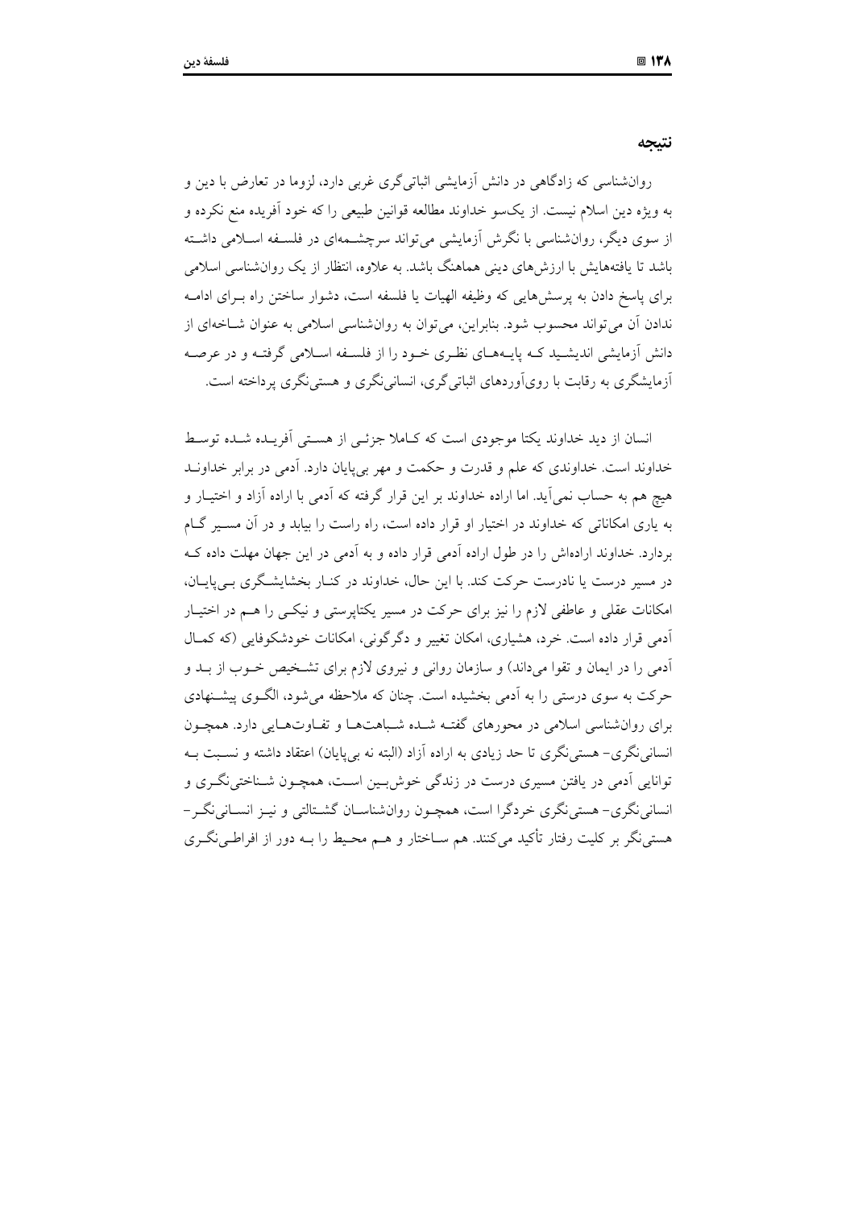## نتیجه

روان‌شناسی که زادگاهی در دانش آزمایشی اثباتی‌گری غربی دارد، لزوما در تعارض با دین و به ویژه دین اسلام نیست. از یک‌سو خداوند مطالعه قوانین طبیعی را که خود آفریده منع نکرده و از سوی دیگر، روان‌شناسی با نگرش آزمایشی می‌تواند سرچشمه‌ای در فلسفه اسلامی داشته باشد تا یافته‌هایش با ارزش‌های دینی هماهنگ باشد. به علاوه، انتظار از یک روان‌شناسی اسلامی برای پاسخ دادن به پرسش‌هایی که وظیفه الهیات یا فلسفه است، دشوار ساختن راه برای ادامه ندادن آن می‌تواند محسوب شود. بنابراین، می‌توان به روان‌شناسی اسلامی به عنوان شاخه‌ای از دانش آزمایشی اندیشید که پایه‌های نظری خود را از فلسفه اسلامی گرفته و در عرصه آزمایشگری به رقابت با روی‌آوردهای اثباتی‌گری، انسانی‌نگری و هستی‌نگری پرداخته است.

انسان از دید خداوند یکتا موجودی است که کاملا جزئی از هستی آفریده شده توسط خداوند است. خداوندی که علم و قدرت و حکمت و مهر بی‌پایان دارد. آدمی در برابر خداوند هیچ هم به حساب نمی‌آید. اما اراده خداوند بر این قرار گرفته که آدمی با اراده آزاد و اختیار و به یاری امکاناتی که خداوند در اختیار او قرار داده است، راه راست را بیابد و در آن مسیر گام بردارد. خداوند اراده‌اش را در طول اراده آدمی قرار داده و به آدمی در این جهان مهلت داده که در مسیر درست یا نادرست حرکت کند. با این حال، خداوند در کنار بخشایشگری بی‌پایان، امکانات عقلی و عاطفی لازم را نیز برای حرکت در مسیر یکتاپرستی و نیکی را هم در اختیار آدمی قرار داده است. خرد، هشیاری، امکان تغییر و دگرگونی، امکانات خودشکوفایی (که کمال آدمی را در ایمان و تقوا می‌داند) و سازمان روانی و نیروی لازم برای تشخیص خوب از بد و حرکت به سوی درستی را به آدمی بخشیده است. چنان که ملاحظه می‌شود، الگوی پیشنهادی برای روان‌شناسی اسلامی در محورهای گفته شده شباهت‌ها و تفاوت‌هایی دارد. همچون انسانی‌نگری- هستی‌نگری تا حد زیادی به اراده آزاد (البته نه بی‌پایان) اعتقاد داشته و نسبت به توانایی آدمی در یافتن مسیری درست در زندگی خوش‌بین است، همچون شناختی‌نگری و انسانی‌نگری- هستی‌نگری خردگرا است، همچون روان‌شناسان گشتالتی و نیز انسانی‌نگر- هستی‌نگر بر کلیت رفتار تأکید می‌کنند. هم ساختار و هم محیط را به دور از افراطی‌نگری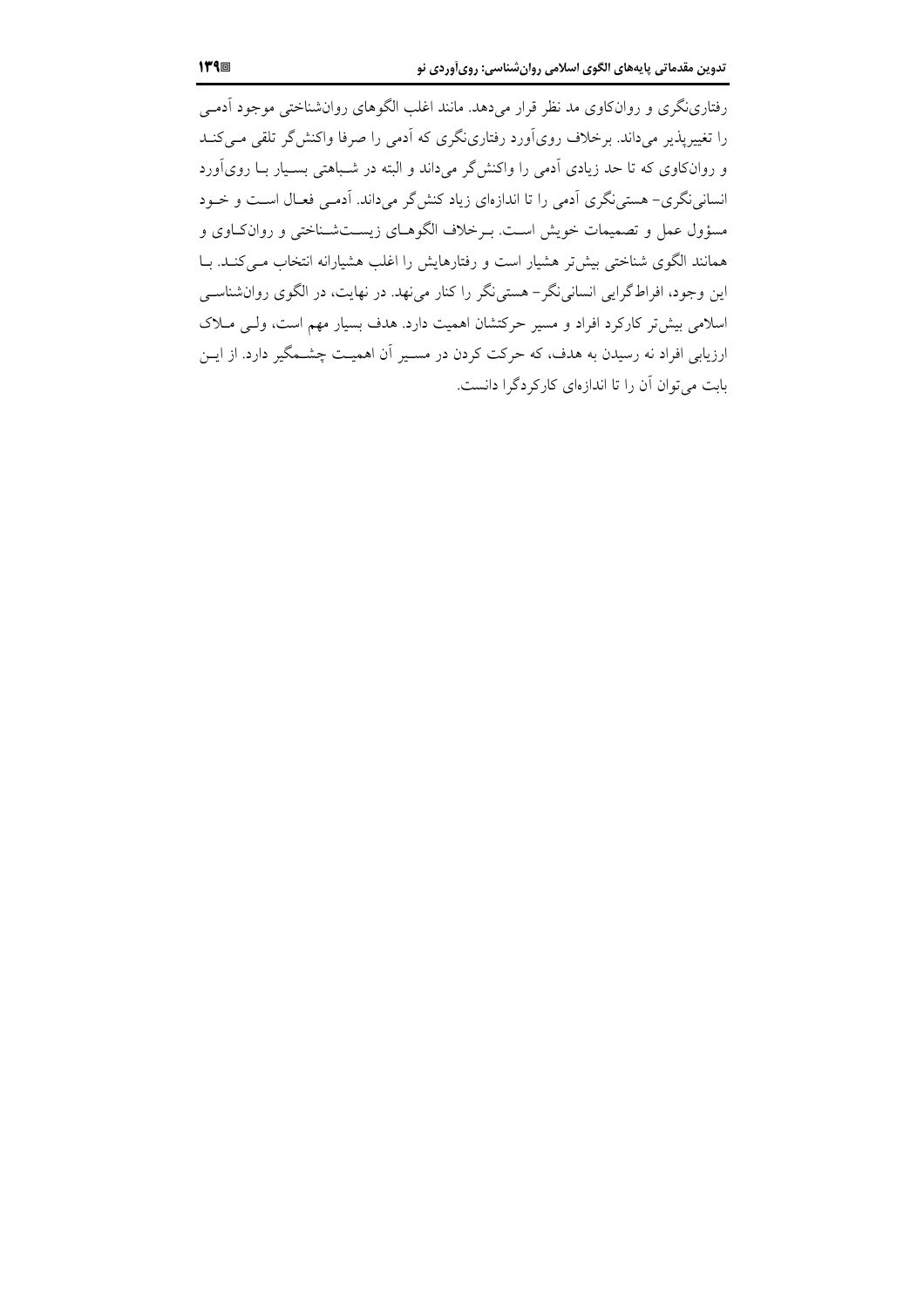رفتاری‌نگری و روان‌کاوی مد نظر قرار می‌دهد. مانند اغلب الگوهای روان‌شناختی موجود آدمی را تغییرپذیر می‌داند. برخلاف روی‌آورد رفتاری‌نگری که آدمی را صرفا واکنش‌گر تلقی می‌کند و روان‌کاوی که تا حد زیادی آدمی را واکنش‌گر می‌داند و البته در شباهتی بسیار با روی‌آورد انسانی‌نگری- هستی‌نگری آدمی را تا اندازه‌ای زیاد کنش‌گر می‌داند. آدمی فعال است و خود مسؤول عمل و تصمیمات خویش است. برخلاف الگوهای زیست‌شناختی و روان‌کاوی و همانند الگوی شناختی بیش‌تر هشیار است و رفتارهایش را اغلب هشیارانه انتخاب می‌کند. با این وجود، افراط‌گرایی انسانی‌نگر- هستی‌نگر را کنار می‌نهد. در نهایت، در الگوی روان‌شناسی اسلامی بیش‌تر کارکرد افراد و مسیر حرکتشان اهمیت دارد. هدف بسیار مهم است، ولی ملاک ارزیابی افراد نه رسیدن به هدف، که حرکت کردن در مسیر آن اهمیت چشمگیر دارد. از این بابت می‌توان آن را تا اندازه‌ای کارکردگرا دانست.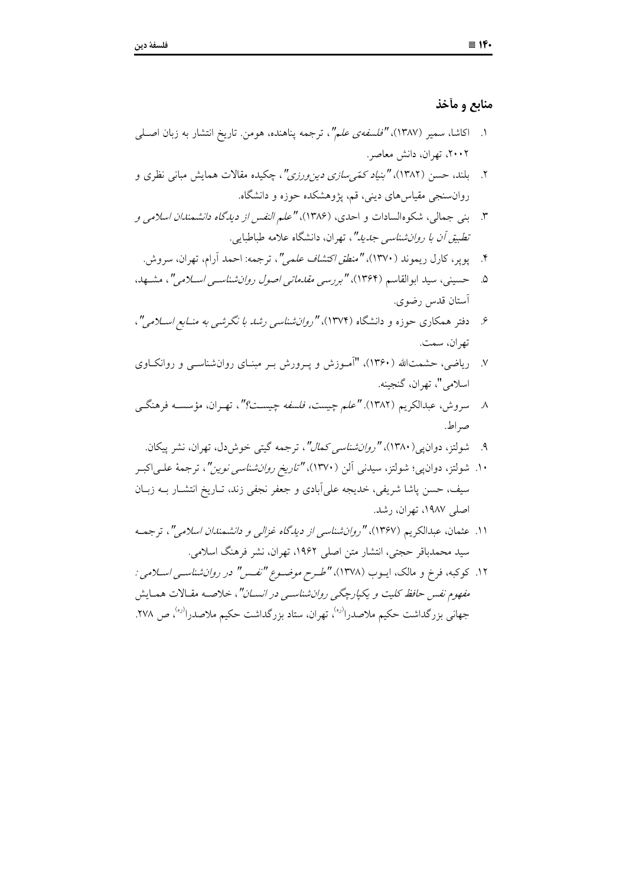## منابع و مآخذ

۱. اکاشا، سمیر (۱۳۸۷)، *"فلسفه‌ی علم"*، ترجمه پناهنده، هومن. تاریخ انتشار به زبان اصلی ۲۰۰۲، تهران، دانش معاصر.

۲. بلند، حسن (۱۳۸۲)، *"بنیاد کمّی‌سازی دین‌ورزی"*، چکیده مقالات همایش مبانی نظری و روان‌سنجی مقیاس‌های دینی، قم، پژوهشکده حوزه و دانشگاه.

۳. بنی جمالی، شکوه‌السادات و احدی، (۱۳۸۶)، *"علم النفس از دیدگاه دانشمندان اسلامی و تطبیق آن با روان‌شناسی جدید"*، تهران، دانشگاه علامه طباطبایی.

۴. پوپر، کارل ریموند (۱۳۷۰)، *"منطق اکتشاف علمی"*، ترجمه: احمد آرام، تهران، سروش.

۵. حسینی، سید ابوالقاسم (۱۳۶۴)، *"بررسی مقدماتی اصول روان‌شناسی اسلامی"*، مشهد، آستان قدس رضوی.

۶. دفتر همکاری حوزه و دانشگاه (۱۳۷۴)، *"روان‌شناسی رشد با نگرشی به منابع اسلامی"*، تهران، سمت.

۷. ریاضی، حشمت‌الله (۱۳۶۰)، "آموزش و پرورش بر مبنای روان‌شناسی و روانکاوی اسلامی"، تهران، گنجینه.

۸. سروش، عبدالکریم (۱۳۸۲). *"علم چیست، فلسفه چیست؟"*، تهران، مؤسسه فرهنگی صراط.

۹. شولتز، دوان‌پی (۱۳۸۰)، *"روان‌شناسی کمال"*، ترجمه گیتی خوش‌دل، تهران، نشر پیکان.

۱۰. شولتز، دوان‌پی؛ شولتز، سیدنی آلن (۱۳۷۰)، *"تاریخ روان‌شناسی نوین"*، ترجمهٔ علی‌اکبر سیف، حسن پاشا شریفی، خدیجه علی‌آبادی و جعفر نجفی زند، تاریخ انتشار به زبان اصلی ۱۹۸۷، تهران، رشد.

۱۱. عثمان، عبدالکریم (۱۳۶۷)، *"روان‌شناسی از دیدگاه غزالی و دانشمندان اسلامی"*، ترجمه سید محمدباقر حجتی، انتشار متن اصلی ۱۹۶۲، تهران، نشر فرهنگ اسلامی.

۱۲. کوکبه، فرخ و مالک، ایوب (۱۳۷۸)، *"طرح موضوع "نفس" در روان‌شناسی اسلامی: مفهوم نفس حافظ کلیت و یکپارچگی روان‌شناسی در انسان"*، خلاصه مقالات همایش جهانی بزرگداشت حکیم ملاصدرا(ره)، تهران، ستاد بزرگداشت حکیم ملاصدرا(ره)، ص ۲۷۸.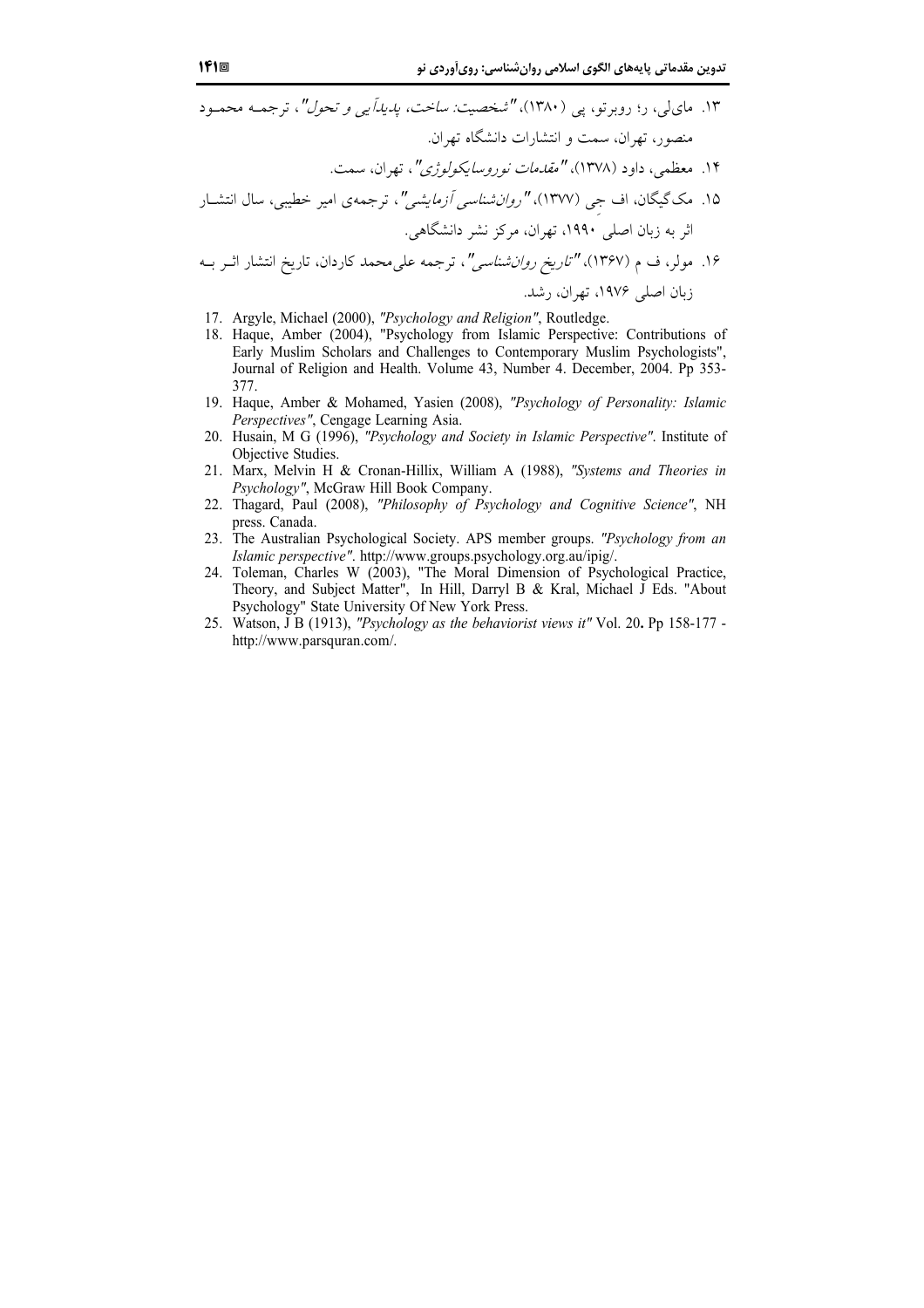۱۳. مای‌لی، ر؛ روبرتو، پی (۱۳۸۰)، *"شخصیت: ساخت، پدیدآیی و تحول"*، ترجمه محمود منصور، تهران، سمت و انتشارات دانشگاه تهران.

۱۴. معظمی، داود (۱۳۷۸)، *"مقدمات نوروسایکولوژی"*، تهران، سمت.

۱۵. مک‌گیگان، اف جی (۱۳۷۷)، *"روان‌شناسی آزمایشی"*، ترجمه‌ی امیر خطیبی، سال انتشار اثر به زبان اصلی ۱۹۹۰، تهران، مرکز نشر دانشگاهی.

۱۶. مولر، ف م (۱۳۶۷)، *"تاریخ روان‌شناسی"*، ترجمه علی‌محمد کاردان، تاریخ انتشار اثر به زبان اصلی ۱۹۷۶، تهران، رشد.

17. Argyle, Michael (2000), *"Psychology and Religion"*, Routledge.
18. Haque, Amber (2004), "Psychology from Islamic Perspective: Contributions of Early Muslim Scholars and Challenges to Contemporary Muslim Psychologists", Journal of Religion and Health. Volume 43, Number 4. December, 2004. Pp 353-377.
19. Haque, Amber & Mohamed, Yasien (2008), *"Psychology of Personality: Islamic Perspectives"*, Cengage Learning Asia.
20. Husain, M G (1996), *"Psychology and Society in Islamic Perspective"*. Institute of Objective Studies.
21. Marx, Melvin H & Cronan-Hillix, William A (1988), *"Systems and Theories in Psychology"*, McGraw Hill Book Company.
22. Thagard, Paul (2008), *"Philosophy of Psychology and Cognitive Science"*, NH press. Canada.
23. The Australian Psychological Society. APS member groups. *"Psychology from an Islamic perspective"*. http://www.groups.psychology.org.au/ipig/.
24. Toleman, Charles W (2003), "The Moral Dimension of Psychological Practice, Theory, and Subject Matter", In Hill, Darryl B & Kral, Michael J Eds. "About Psychology" State University Of New York Press.
25. Watson, J B (1913), *"Psychology as the behaviorist views it"* Vol. 20**.** Pp 158-177 - http://www.parsquran.com/.